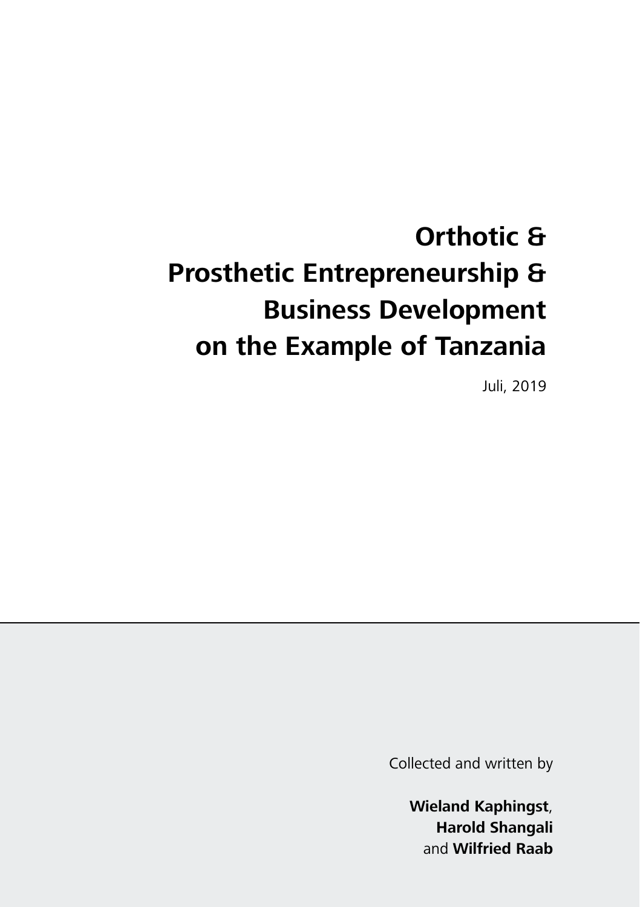# Orthotic & Prosthetic Entrepreneurship & Business Development on the Example of Tanzania

Juli, 2019

Collected and written by

**Wieland Kaphingst**,
**Harold Shangali**
and **Wilfried Raab**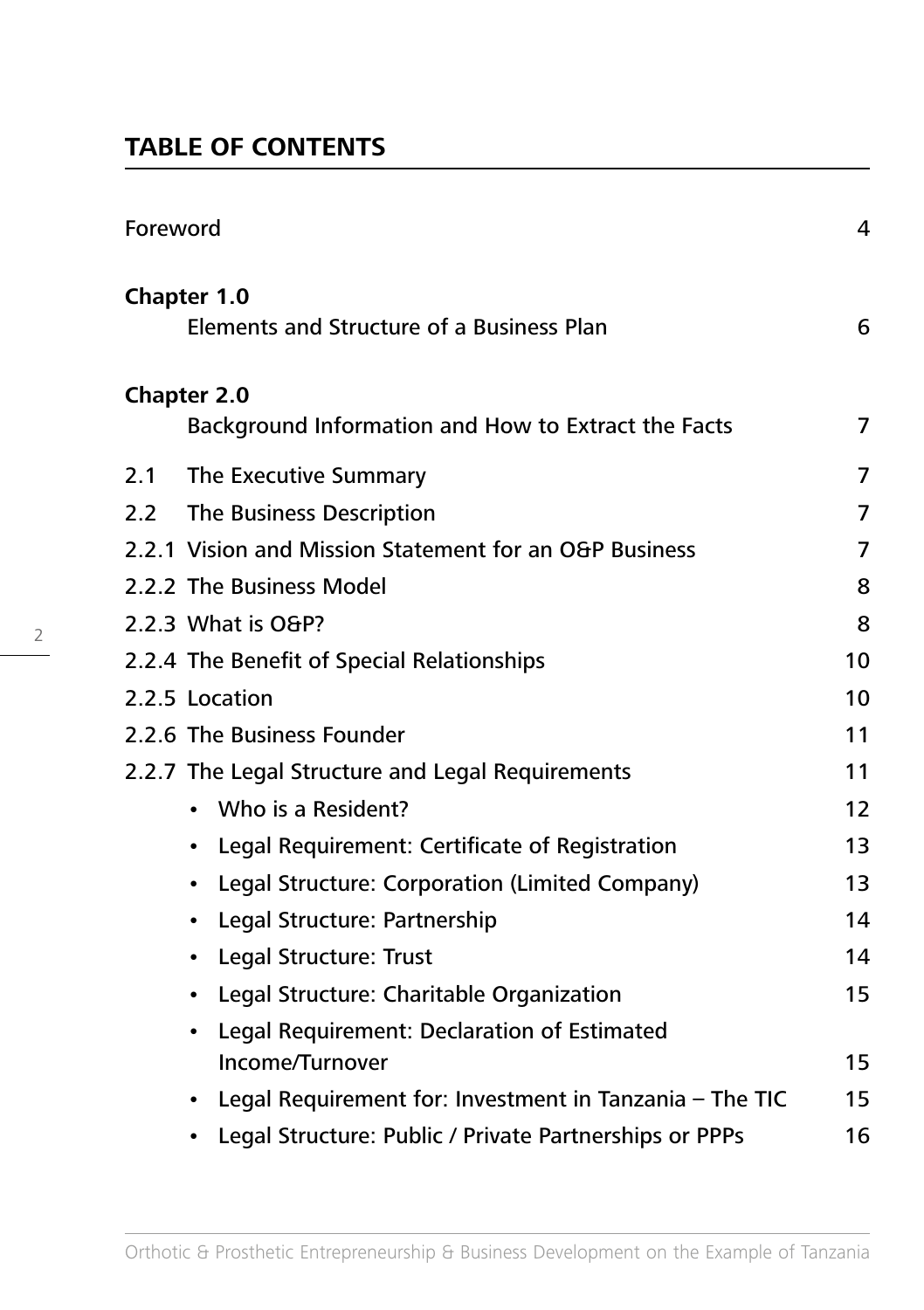# TABLE OF CONTENTS

| | | |
|---|---|---|
| Foreword | | 4 |
| **Chapter 1.0** | Elements and Structure of a Business Plan | 6 |
| **Chapter 2.0** | Background Information and How to Extract the Facts | 7 |
| 2.1 | The Executive Summary | 7 |
| 2.2 | The Business Description | 7 |
| 2.2.1 | Vision and Mission Statement for an O&P Business | 7 |
| 2.2.2 | The Business Model | 8 |
| 2.2.3 | What is O&P? | 8 |
| 2.2.4 | The Benefit of Special Relationships | 10 |
| 2.2.5 | Location | 10 |
| 2.2.6 | The Business Founder | 11 |
| 2.2.7 | The Legal Structure and Legal Requirements | 11 |
| | • Who is a Resident? | 12 |
| | • Legal Requirement: Certificate of Registration | 13 |
| | • Legal Structure: Corporation (Limited Company) | 13 |
| | • Legal Structure: Partnership | 14 |
| | • Legal Structure: Trust | 14 |
| | • Legal Structure: Charitable Organization | 15 |
| | • Legal Requirement: Declaration of Estimated Income/Turnover | 15 |
| | • Legal Requirement for: Investment in Tanzania – The TIC | 15 |
| | • Legal Structure: Public / Private Partnerships or PPPs | 16 |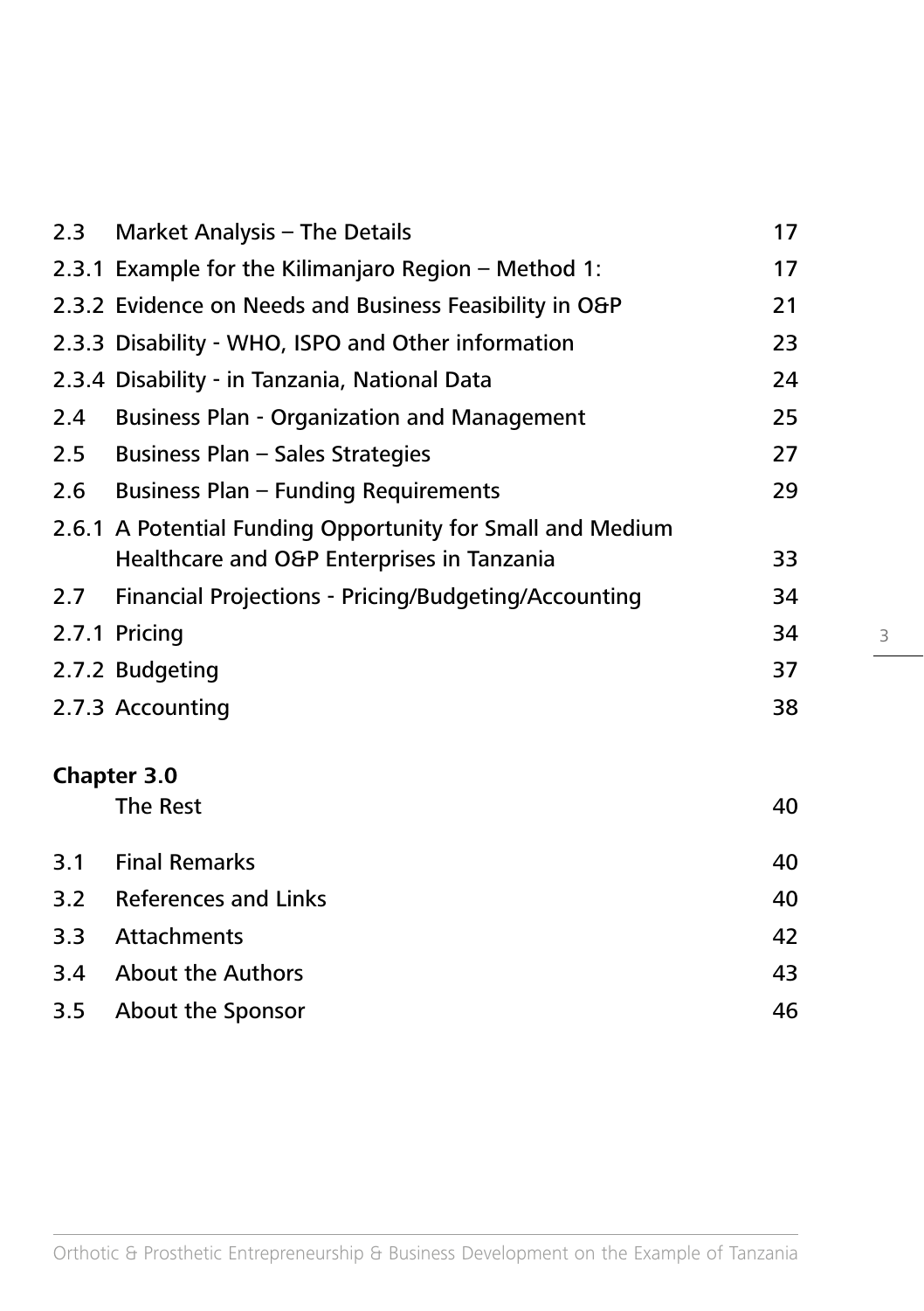| | | |
|---|---|---|
| 2.3 | Market Analysis – The Details | 17 |
| 2.3.1 | Example for the Kilimanjaro Region – Method 1: | 17 |
| 2.3.2 | Evidence on Needs and Business Feasibility in O&P | 21 |
| 2.3.3 | Disability - WHO, ISPO and Other information | 23 |
| 2.3.4 | Disability - in Tanzania, National Data | 24 |
| 2.4 | Business Plan - Organization and Management | 25 |
| 2.5 | Business Plan – Sales Strategies | 27 |
| 2.6 | Business Plan – Funding Requirements | 29 |
| 2.6.1 | A Potential Funding Opportunity for Small and Medium Healthcare and O&P Enterprises in Tanzania | 33 |
| 2.7 | Financial Projections - Pricing/Budgeting/Accounting | 34 |
| 2.7.1 | Pricing | 34 |
| 2.7.2 | Budgeting | 37 |
| 2.7.3 | Accounting | 38 |

**Chapter 3.0**

| | | |
|---|---|---|
| | The Rest | 40 |
| 3.1 | Final Remarks | 40 |
| 3.2 | References and Links | 40 |
| 3.3 | Attachments | 42 |
| 3.4 | About the Authors | 43 |
| 3.5 | About the Sponsor | 46 |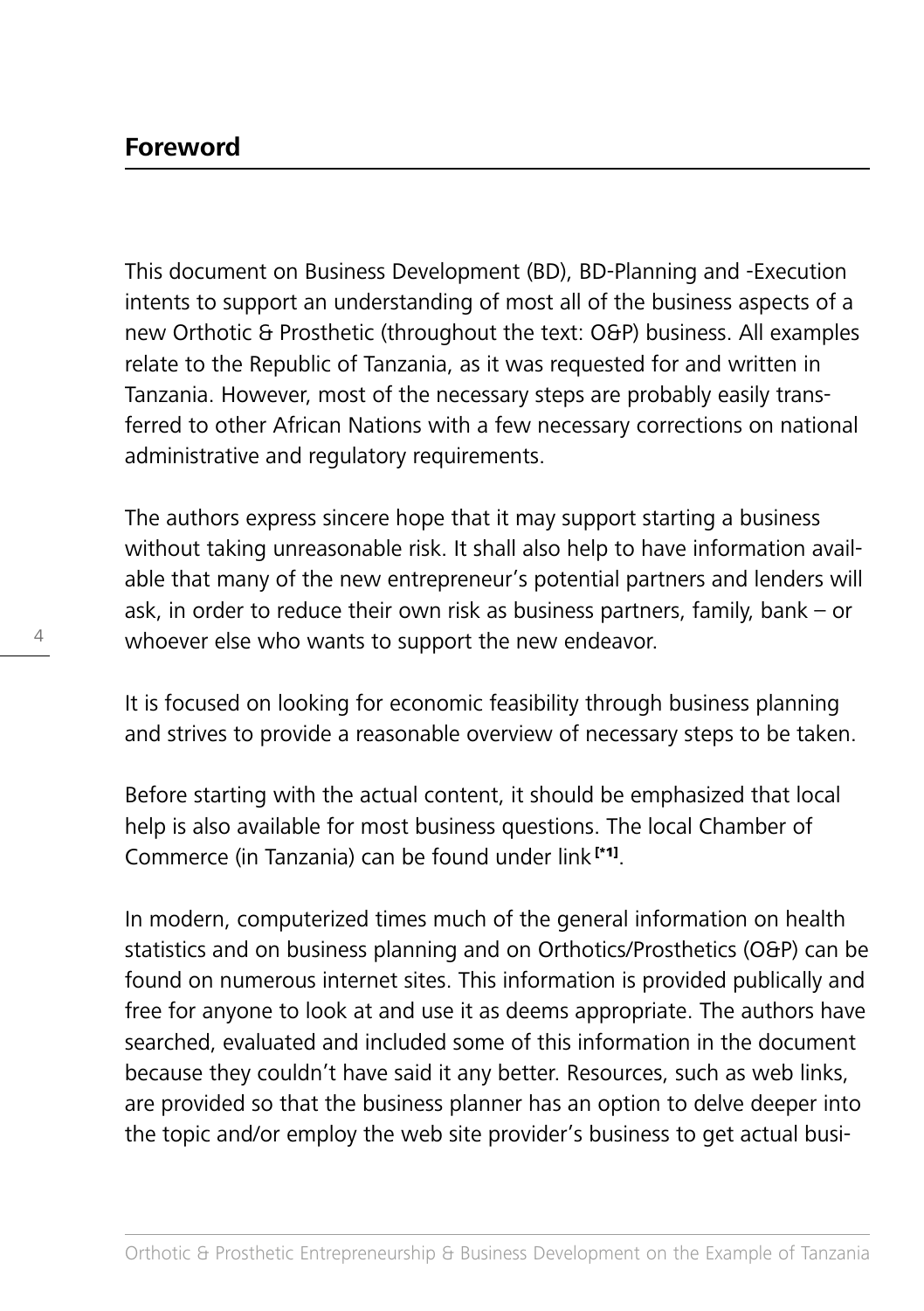## Foreword

This document on Business Development (BD), BD-Planning and -Execution intents to support an understanding of most all of the business aspects of a new Orthotic & Prosthetic (throughout the text: O&P) business. All examples relate to the Republic of Tanzania, as it was requested for and written in Tanzania. However, most of the necessary steps are probably easily transferred to other African Nations with a few necessary corrections on national administrative and regulatory requirements.

The authors express sincere hope that it may support starting a business without taking unreasonable risk. It shall also help to have information available that many of the new entrepreneur's potential partners and lenders will ask, in order to reduce their own risk as business partners, family, bank – or whoever else who wants to support the new endeavor.

It is focused on looking for economic feasibility through business planning and strives to provide a reasonable overview of necessary steps to be taken.

Before starting with the actual content, it should be emphasized that local help is also available for most business questions. The local Chamber of Commerce (in Tanzania) can be found under link [*1].

In modern, computerized times much of the general information on health statistics and on business planning and on Orthotics/Prosthetics (O&P) can be found on numerous internet sites. This information is provided publically and free for anyone to look at and use it as deems appropriate. The authors have searched, evaluated and included some of this information in the document because they couldn't have said it any better. Resources, such as web links, are provided so that the business planner has an option to delve deeper into the topic and/or employ the web site provider's business to get actual busi-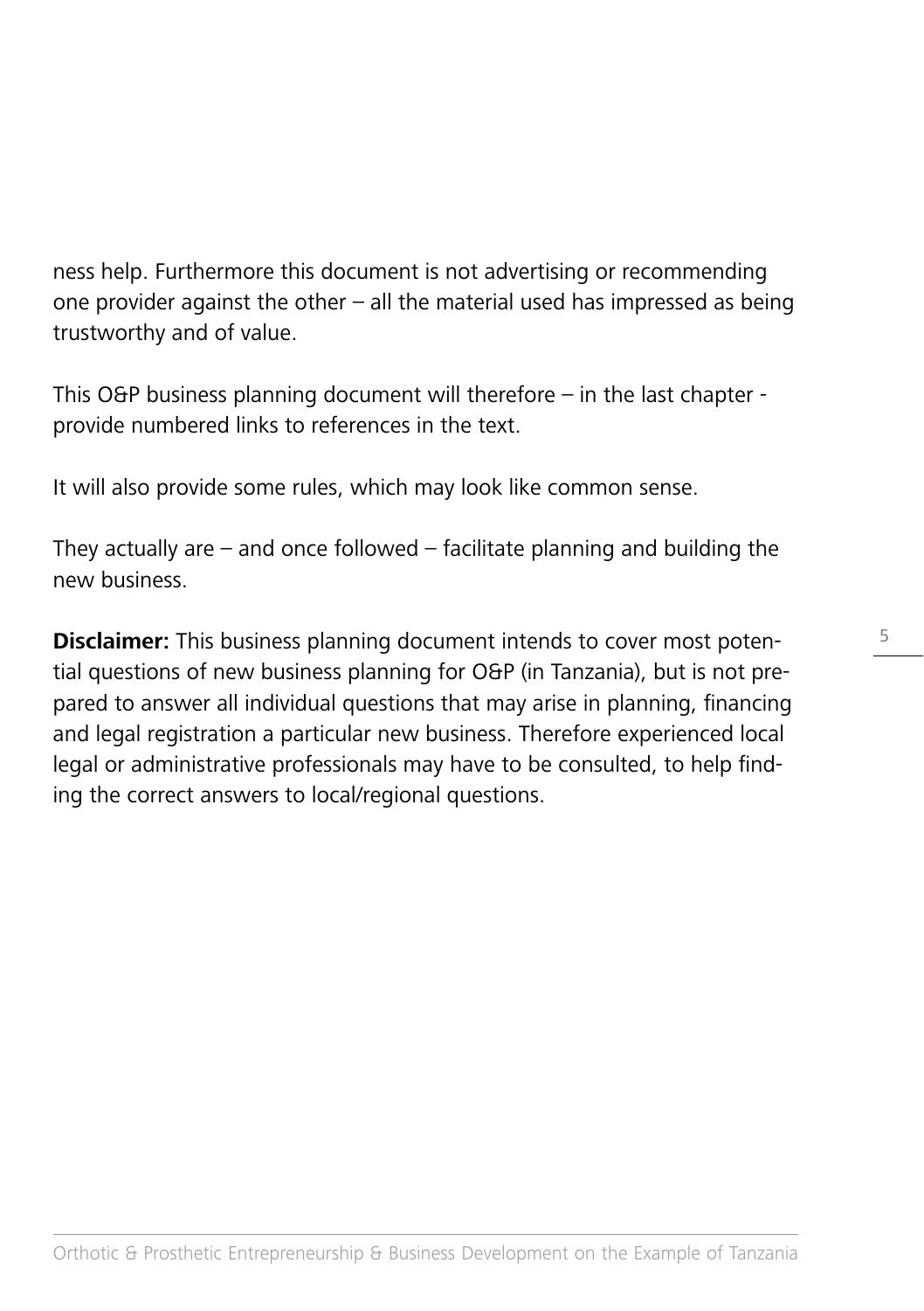ness help. Furthermore this document is not advertising or recommending one provider against the other – all the material used has impressed as being trustworthy and of value.

This O&P business planning document will therefore – in the last chapter - provide numbered links to references in the text.

It will also provide some rules, which may look like common sense.

They actually are – and once followed – facilitate planning and building the new business.

**Disclaimer:** This business planning document intends to cover most potential questions of new business planning for O&P (in Tanzania), but is not prepared to answer all individual questions that may arise in planning, financing and legal registration a particular new business. Therefore experienced local legal or administrative professionals may have to be consulted, to help finding the correct answers to local/regional questions.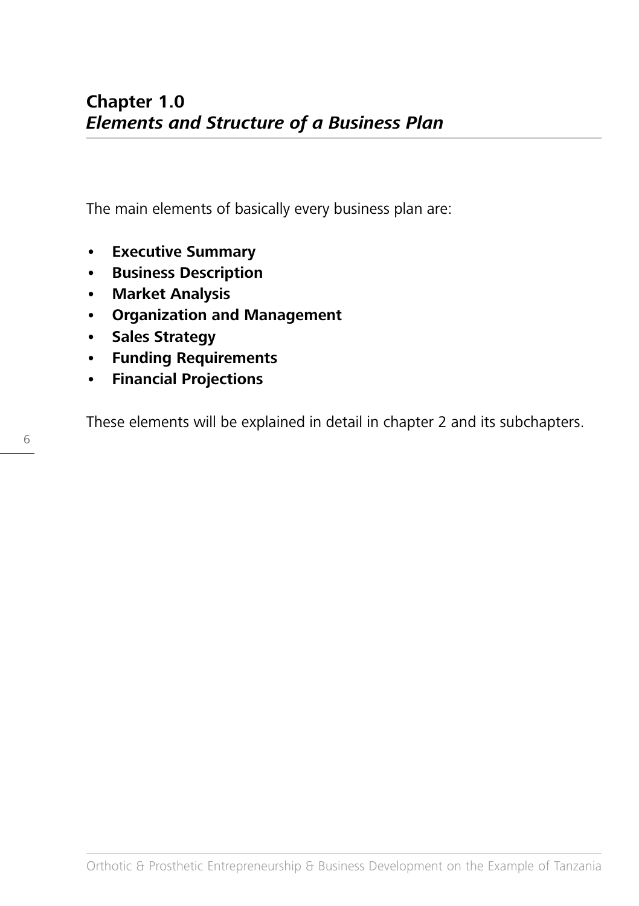## Chapter 1.0
### *Elements and Structure of a Business Plan*

The main elements of basically every business plan are:

- **Executive Summary**
- **Business Description**
- **Market Analysis**
- **Organization and Management**
- **Sales Strategy**
- **Funding Requirements**
- **Financial Projections**

These elements will be explained in detail in chapter 2 and its subchapters.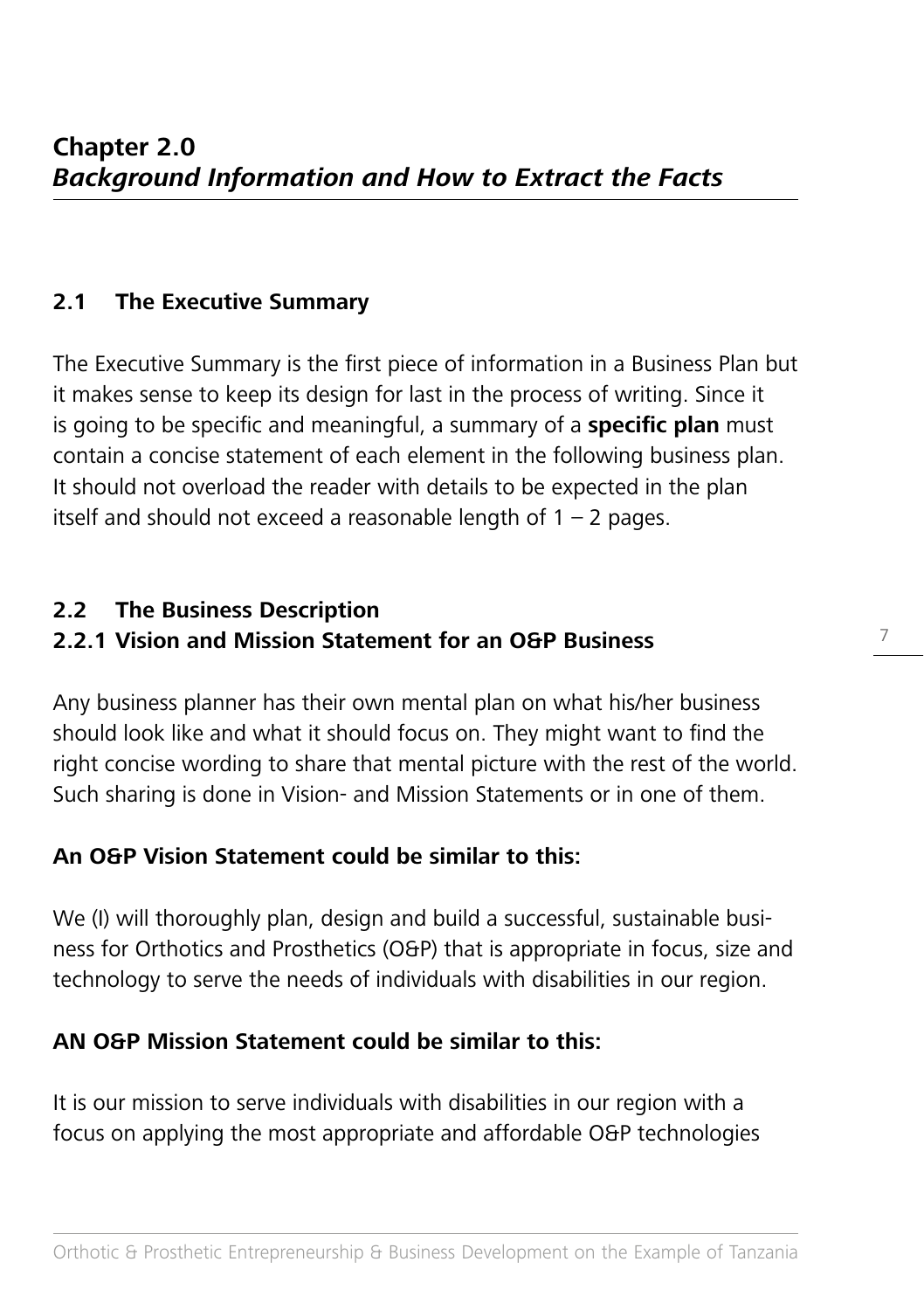# Chapter 2.0
## *Background Information and How to Extract the Facts*

### 2.1 The Executive Summary

The Executive Summary is the first piece of information in a Business Plan but it makes sense to keep its design for last in the process of writing. Since it is going to be specific and meaningful, a summary of a **specific plan** must contain a concise statement of each element in the following business plan. It should not overload the reader with details to be expected in the plan itself and should not exceed a reasonable length of 1 – 2 pages.

### 2.2 The Business Description

#### 2.2.1 Vision and Mission Statement for an O&P Business

Any business planner has their own mental plan on what his/her business should look like and what it should focus on. They might want to find the right concise wording to share that mental picture with the rest of the world. Such sharing is done in Vision- and Mission Statements or in one of them.

**An O&P Vision Statement could be similar to this:**

We (I) will thoroughly plan, design and build a successful, sustainable business for Orthotics and Prosthetics (O&P) that is appropriate in focus, size and technology to serve the needs of individuals with disabilities in our region.

**AN O&P Mission Statement could be similar to this:**

It is our mission to serve individuals with disabilities in our region with a focus on applying the most appropriate and affordable O&P technologies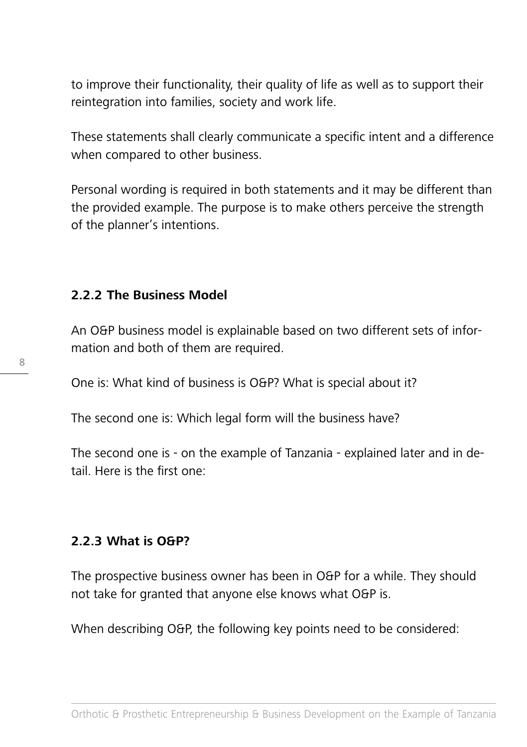to improve their functionality, their quality of life as well as to support their reintegration into families, society and work life.

These statements shall clearly communicate a specific intent and a difference when compared to other business.

Personal wording is required in both statements and it may be different than the provided example. The purpose is to make others perceive the strength of the planner's intentions.

### 2.2.2 The Business Model

An O&P business model is explainable based on two different sets of information and both of them are required.

One is: What kind of business is O&P? What is special about it?

The second one is: Which legal form will the business have?

The second one is - on the example of Tanzania - explained later and in detail. Here is the first one:

### 2.2.3 What is O&P?

The prospective business owner has been in O&P for a while. They should not take for granted that anyone else knows what O&P is.

When describing O&P, the following key points need to be considered: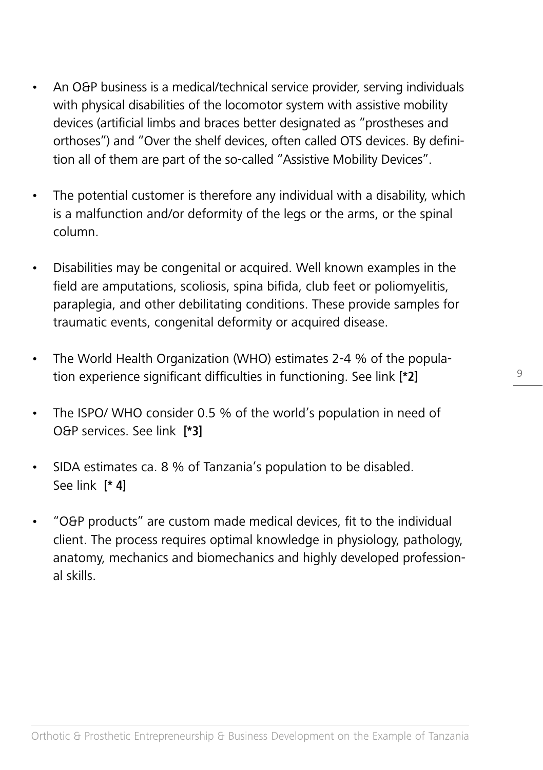- An O&P business is a medical/technical service provider, serving individuals with physical disabilities of the locomotor system with assistive mobility devices (artificial limbs and braces better designated as "prostheses and orthoses") and "Over the shelf devices, often called OTS devices. By definition all of them are part of the so-called "Assistive Mobility Devices".

- The potential customer is therefore any individual with a disability, which is a malfunction and/or deformity of the legs or the arms, or the spinal column.

- Disabilities may be congenital or acquired. Well known examples in the field are amputations, scoliosis, spina bifida, club feet or poliomyelitis, paraplegia, and other debilitating conditions. These provide samples for traumatic events, congenital deformity or acquired disease.

- The World Health Organization (WHO) estimates 2-4 % of the population experience significant difficulties in functioning. See link **[*2]**

- The ISPO/ WHO consider 0.5 % of the world's population in need of O&P services. See link **[*3]**

- SIDA estimates ca. 8 % of Tanzania's population to be disabled. See link **[* 4]**

- "O&P products" are custom made medical devices, fit to the individual client. The process requires optimal knowledge in physiology, pathology, anatomy, mechanics and biomechanics and highly developed professional skills.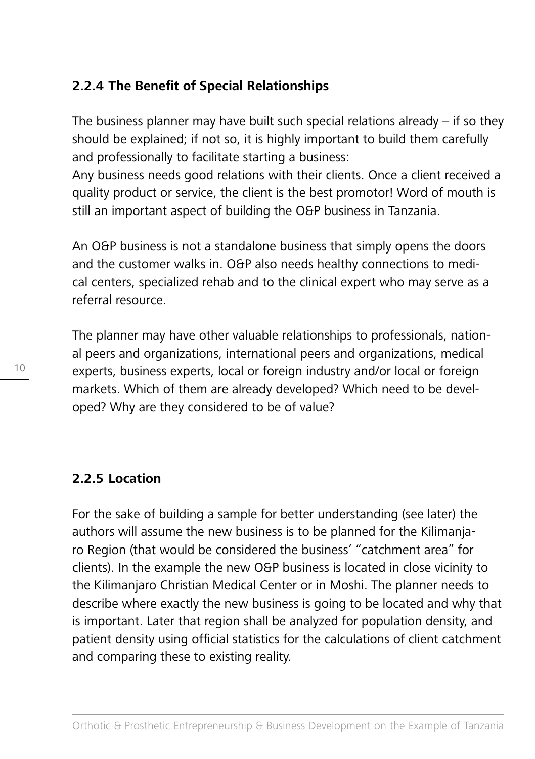### 2.2.4 The Benefit of Special Relationships

The business planner may have built such special relations already – if so they should be explained; if not so, it is highly important to build them carefully and professionally to facilitate starting a business:
Any business needs good relations with their clients. Once a client received a quality product or service, the client is the best promotor! Word of mouth is still an important aspect of building the O&P business in Tanzania.

An O&P business is not a standalone business that simply opens the doors and the customer walks in. O&P also needs healthy connections to medical centers, specialized rehab and to the clinical expert who may serve as a referral resource.

The planner may have other valuable relationships to professionals, national peers and organizations, international peers and organizations, medical experts, business experts, local or foreign industry and/or local or foreign markets. Which of them are already developed? Which need to be developed? Why are they considered to be of value?

### 2.2.5 Location

For the sake of building a sample for better understanding (see later) the authors will assume the new business is to be planned for the Kilimanjaro Region (that would be considered the business' "catchment area" for clients). In the example the new O&P business is located in close vicinity to the Kilimanjaro Christian Medical Center or in Moshi. The planner needs to describe where exactly the new business is going to be located and why that is important. Later that region shall be analyzed for population density, and patient density using official statistics for the calculations of client catchment and comparing these to existing reality.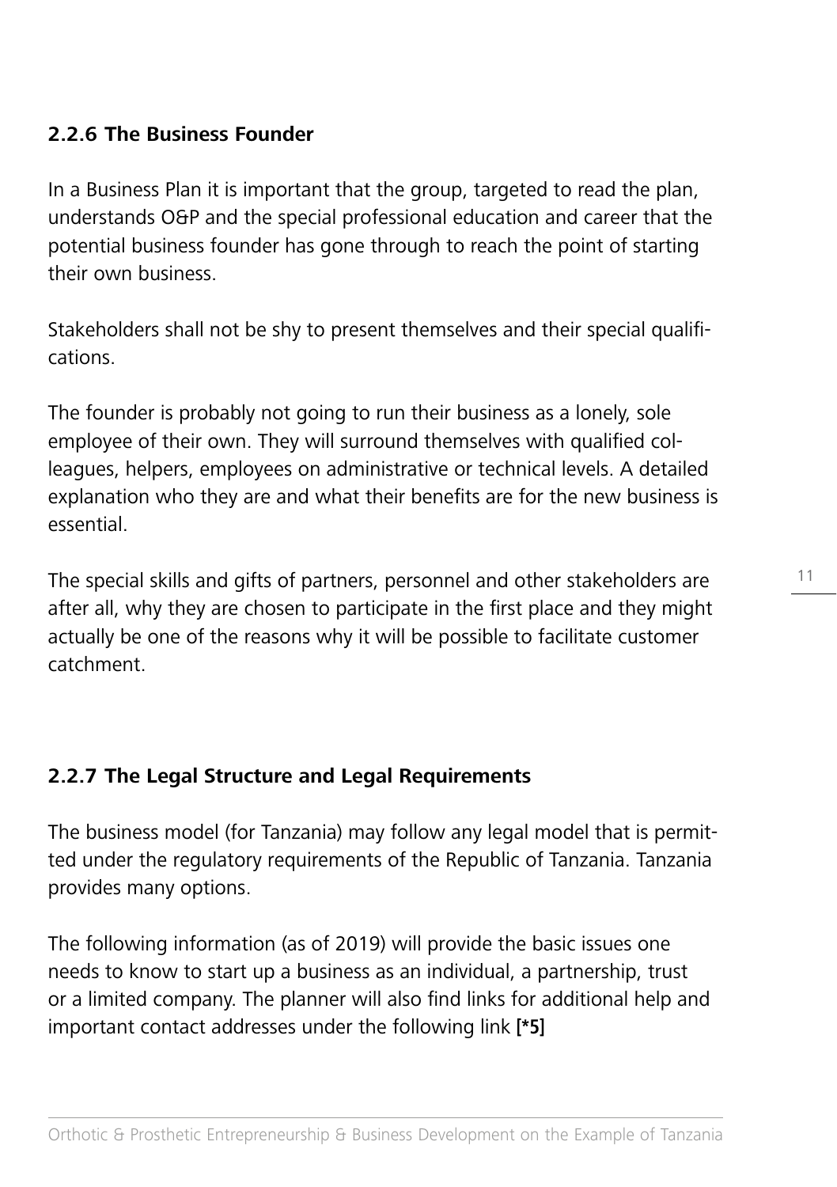### 2.2.6 The Business Founder

In a Business Plan it is important that the group, targeted to read the plan, understands O&P and the special professional education and career that the potential business founder has gone through to reach the point of starting their own business.

Stakeholders shall not be shy to present themselves and their special qualifications.

The founder is probably not going to run their business as a lonely, sole employee of their own. They will surround themselves with qualified colleagues, helpers, employees on administrative or technical levels. A detailed explanation who they are and what their benefits are for the new business is essential.

The special skills and gifts of partners, personnel and other stakeholders are after all, why they are chosen to participate in the first place and they might actually be one of the reasons why it will be possible to facilitate customer catchment.

### 2.2.7 The Legal Structure and Legal Requirements

The business model (for Tanzania) may follow any legal model that is permitted under the regulatory requirements of the Republic of Tanzania. Tanzania provides many options.

The following information (as of 2019) will provide the basic issues one needs to know to start up a business as an individual, a partnership, trust or a limited company. The planner will also find links for additional help and important contact addresses under the following link **[*5]**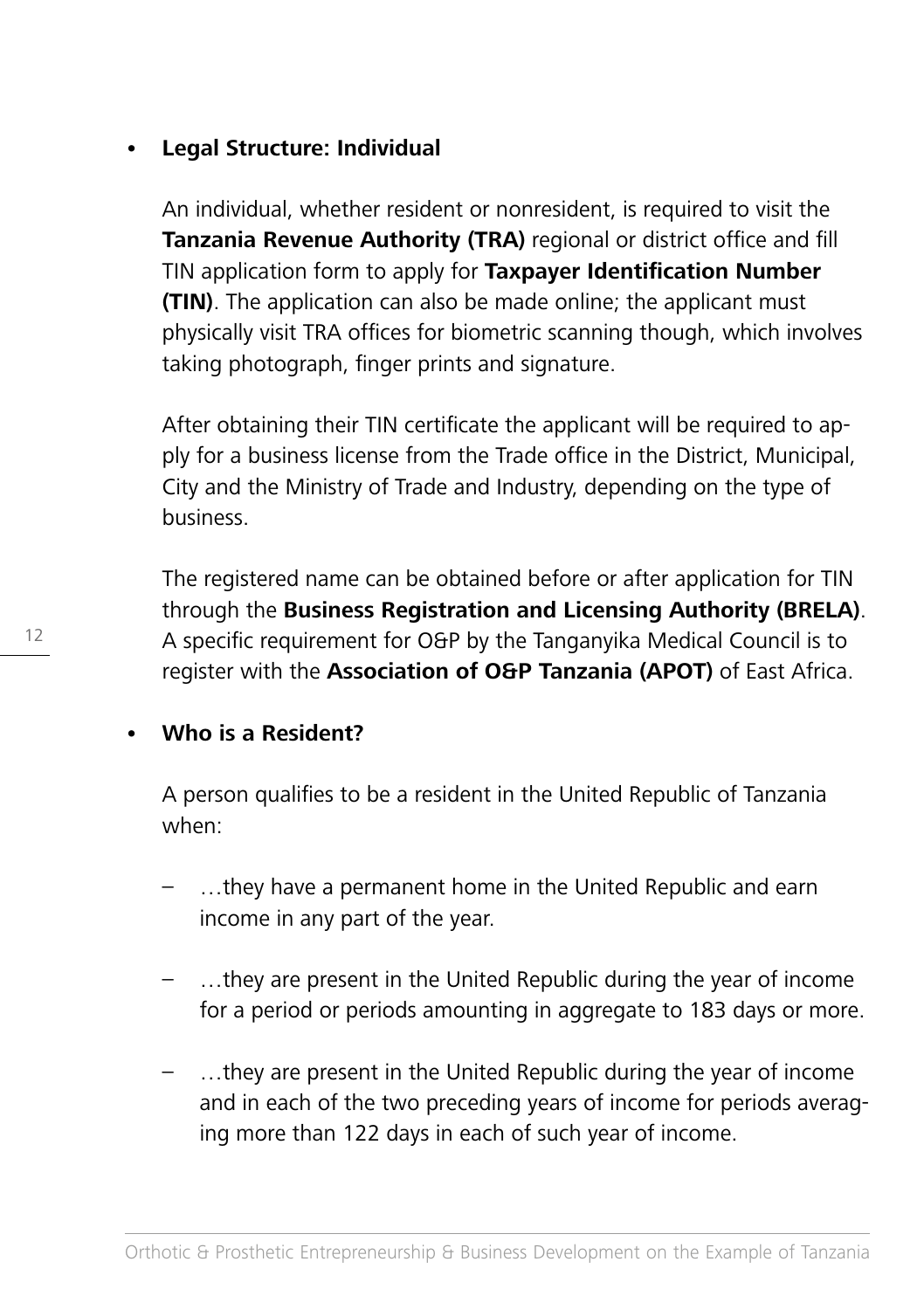- **Legal Structure: Individual**

  An individual, whether resident or nonresident, is required to visit the **Tanzania Revenue Authority (TRA)** regional or district office and fill TIN application form to apply for **Taxpayer Identification Number (TIN)**. The application can also be made online; the applicant must physically visit TRA offices for biometric scanning though, which involves taking photograph, finger prints and signature.

  After obtaining their TIN certificate the applicant will be required to apply for a business license from the Trade office in the District, Municipal, City and the Ministry of Trade and Industry, depending on the type of business.

  The registered name can be obtained before or after application for TIN through the **Business Registration and Licensing Authority (BRELA)**. A specific requirement for O&P by the Tanganyika Medical Council is to register with the **Association of O&P Tanzania (APOT)** of East Africa.

- **Who is a Resident?**

  A person qualifies to be a resident in the United Republic of Tanzania when:

  - …they have a permanent home in the United Republic and earn income in any part of the year.
  - …they are present in the United Republic during the year of income for a period or periods amounting in aggregate to 183 days or more.
  - …they are present in the United Republic during the year of income and in each of the two preceding years of income for periods averaging more than 122 days in each of such year of income.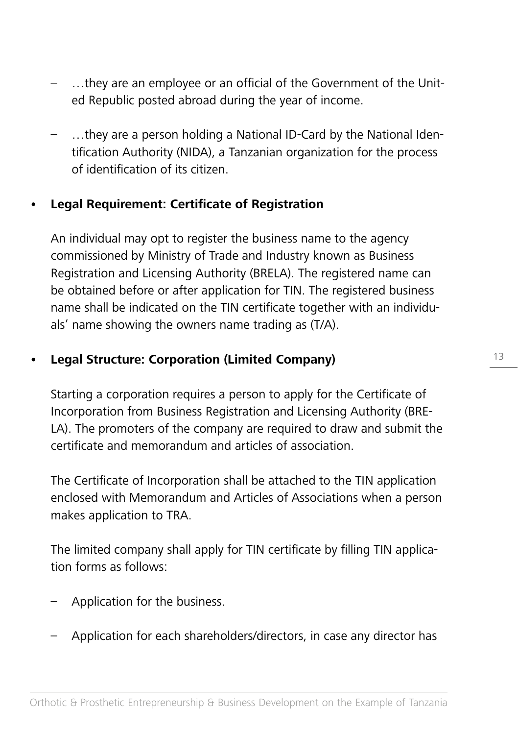- …they are an employee or an official of the Government of the United Republic posted abroad during the year of income.

- …they are a person holding a National ID-Card by the National Identification Authority (NIDA), a Tanzanian organization for the process of identification of its citizen.

- **Legal Requirement: Certificate of Registration**

  An individual may opt to register the business name to the agency commissioned by Ministry of Trade and Industry known as Business Registration and Licensing Authority (BRELA). The registered name can be obtained before or after application for TIN. The registered business name shall be indicated on the TIN certificate together with an individuals' name showing the owners name trading as (T/A).

- **Legal Structure: Corporation (Limited Company)**

  Starting a corporation requires a person to apply for the Certificate of Incorporation from Business Registration and Licensing Authority (BRELA). The promoters of the company are required to draw and submit the certificate and memorandum and articles of association.

  The Certificate of Incorporation shall be attached to the TIN application enclosed with Memorandum and Articles of Associations when a person makes application to TRA.

  The limited company shall apply for TIN certificate by filling TIN application forms as follows:

  - Application for the business.

  - Application for each shareholders/directors, in case any director has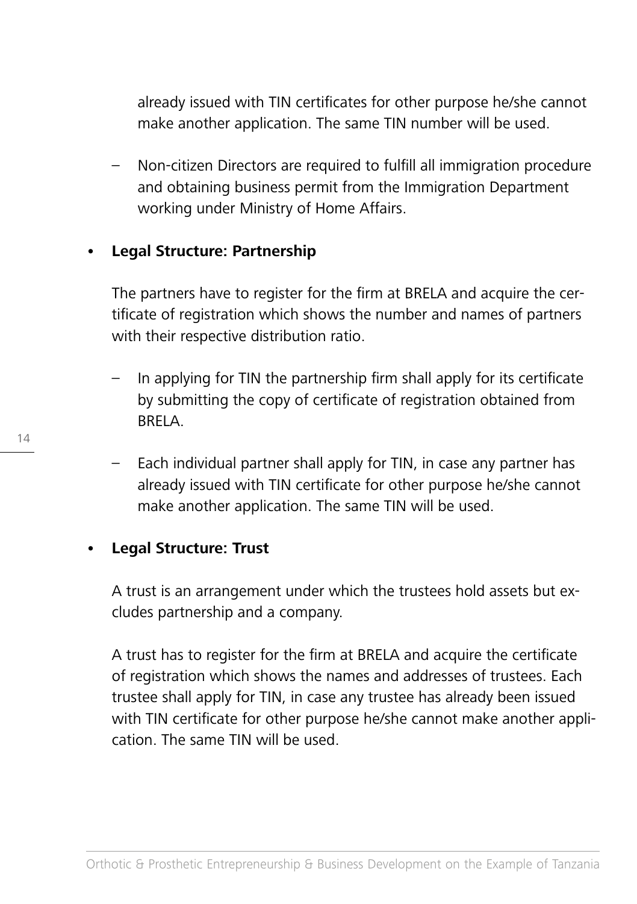already issued with TIN certificates for other purpose he/she cannot make another application. The same TIN number will be used.

  - Non-citizen Directors are required to fulfill all immigration procedure and obtaining business permit from the Immigration Department working under Ministry of Home Affairs.

- **Legal Structure: Partnership**

  The partners have to register for the firm at BRELA and acquire the certificate of registration which shows the number and names of partners with their respective distribution ratio.

  - In applying for TIN the partnership firm shall apply for its certificate by submitting the copy of certificate of registration obtained from BRELA.
  - Each individual partner shall apply for TIN, in case any partner has already issued with TIN certificate for other purpose he/she cannot make another application. The same TIN will be used.

- **Legal Structure: Trust**

  A trust is an arrangement under which the trustees hold assets but excludes partnership and a company.

  A trust has to register for the firm at BRELA and acquire the certificate of registration which shows the names and addresses of trustees. Each trustee shall apply for TIN, in case any trustee has already been issued with TIN certificate for other purpose he/she cannot make another application. The same TIN will be used.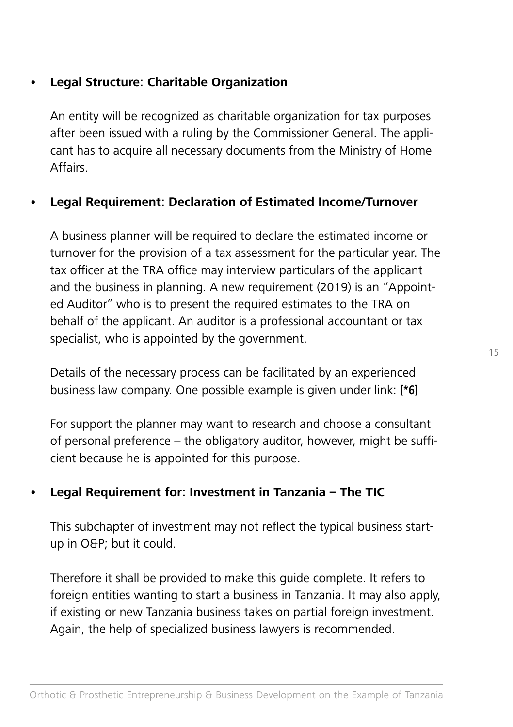- **Legal Structure: Charitable Organization**

  An entity will be recognized as charitable organization for tax purposes after been issued with a ruling by the Commissioner General. The applicant has to acquire all necessary documents from the Ministry of Home Affairs.

- **Legal Requirement: Declaration of Estimated Income/Turnover**

  A business planner will be required to declare the estimated income or turnover for the provision of a tax assessment for the particular year. The tax officer at the TRA office may interview particulars of the applicant and the business in planning. A new requirement (2019) is an "Appointed Auditor" who is to present the required estimates to the TRA on behalf of the applicant. An auditor is a professional accountant or tax specialist, who is appointed by the government.

  Details of the necessary process can be facilitated by an experienced business law company. One possible example is given under link: **[*6]**

  For support the planner may want to research and choose a consultant of personal preference – the obligatory auditor, however, might be sufficient because he is appointed for this purpose.

- **Legal Requirement for: Investment in Tanzania – The TIC**

  This subchapter of investment may not reflect the typical business start-up in O&P; but it could.

  Therefore it shall be provided to make this guide complete. It refers to foreign entities wanting to start a business in Tanzania. It may also apply, if existing or new Tanzania business takes on partial foreign investment. Again, the help of specialized business lawyers is recommended.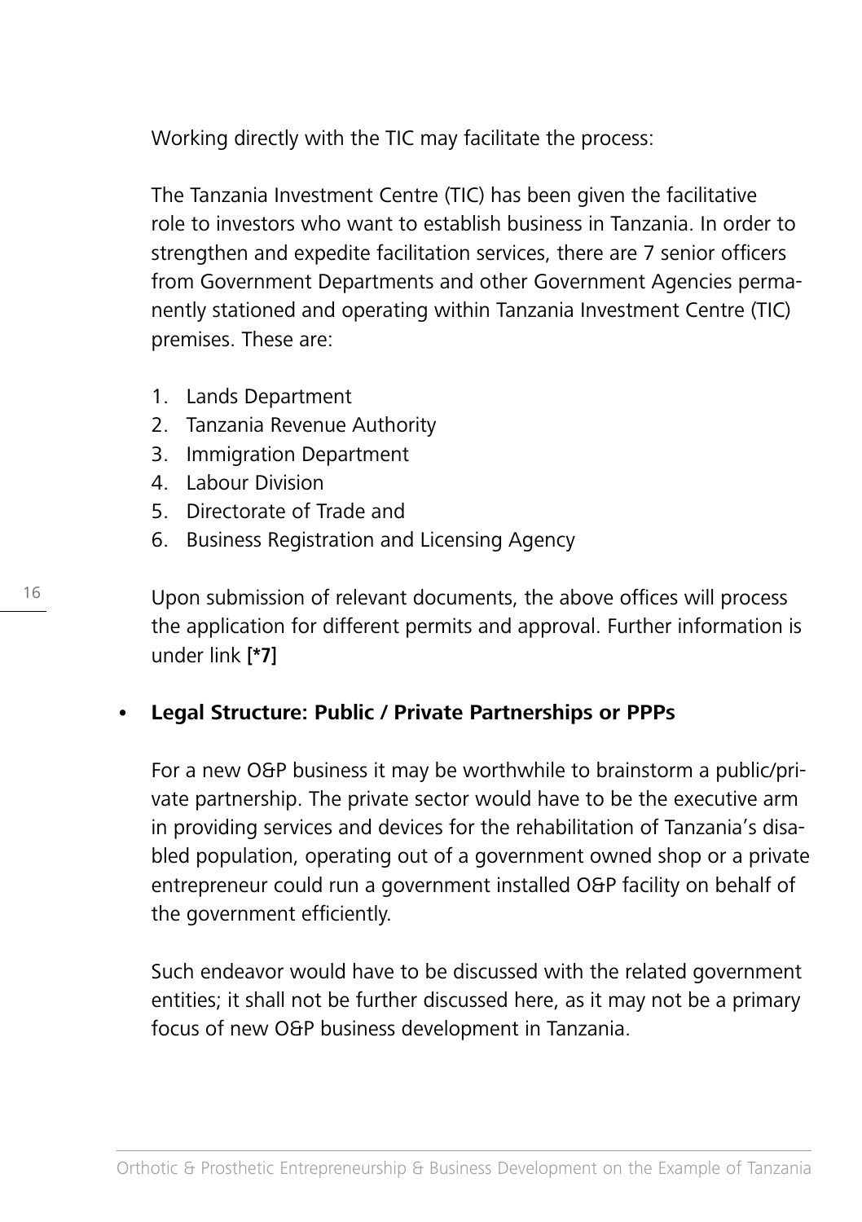Working directly with the TIC may facilitate the process:

The Tanzania Investment Centre (TIC) has been given the facilitative role to investors who want to establish business in Tanzania. In order to strengthen and expedite facilitation services, there are 7 senior officers from Government Departments and other Government Agencies permanently stationed and operating within Tanzania Investment Centre (TIC) premises. These are:

1. Lands Department
2. Tanzania Revenue Authority
3. Immigration Department
4. Labour Division
5. Directorate of Trade and
6. Business Registration and Licensing Agency

Upon submission of relevant documents, the above offices will process the application for different permits and approval. Further information is under link **[*7]**

- **Legal Structure: Public / Private Partnerships or PPPs**

  For a new O&P business it may be worthwhile to brainstorm a public/private partnership. The private sector would have to be the executive arm in providing services and devices for the rehabilitation of Tanzania's disabled population, operating out of a government owned shop or a private entrepreneur could run a government installed O&P facility on behalf of the government efficiently.

  Such endeavor would have to be discussed with the related government entities; it shall not be further discussed here, as it may not be a primary focus of new O&P business development in Tanzania.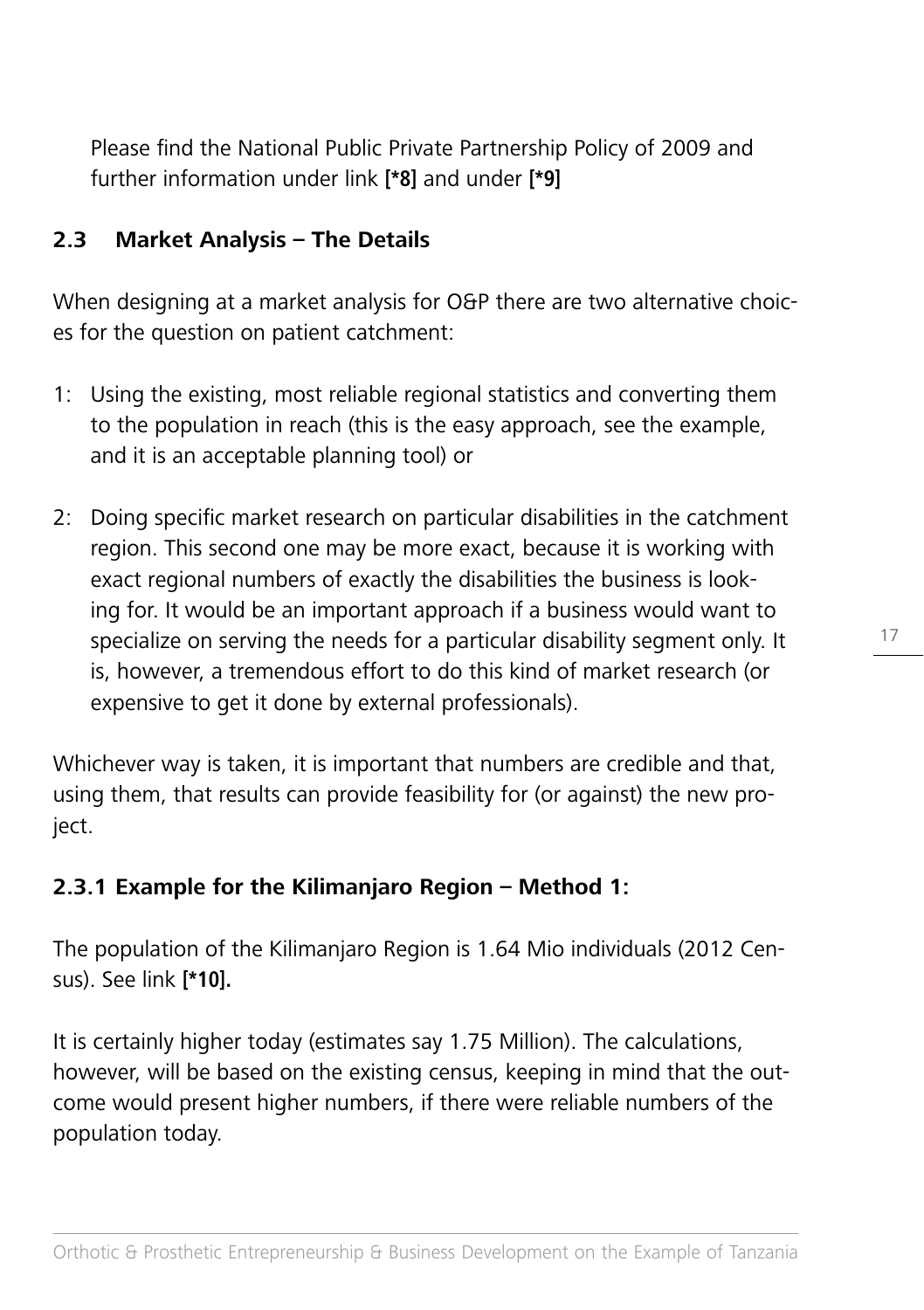Please find the National Public Private Partnership Policy of 2009 and further information under link **[*8]** and under **[*9]**

## 2.3 Market Analysis – The Details

When designing at a market analysis for O&P there are two alternative choices for the question on patient catchment:

1: Using the existing, most reliable regional statistics and converting them to the population in reach (this is the easy approach, see the example, and it is an acceptable planning tool) or

2: Doing specific market research on particular disabilities in the catchment region. This second one may be more exact, because it is working with exact regional numbers of exactly the disabilities the business is looking for. It would be an important approach if a business would want to specialize on serving the needs for a particular disability segment only. It is, however, a tremendous effort to do this kind of market research (or expensive to get it done by external professionals).

Whichever way is taken, it is important that numbers are credible and that, using them, that results can provide feasibility for (or against) the new project.

### 2.3.1 Example for the Kilimanjaro Region – Method 1:

The population of the Kilimanjaro Region is 1.64 Mio individuals (2012 Census). See link **[*10].**

It is certainly higher today (estimates say 1.75 Million). The calculations, however, will be based on the existing census, keeping in mind that the outcome would present higher numbers, if there were reliable numbers of the population today.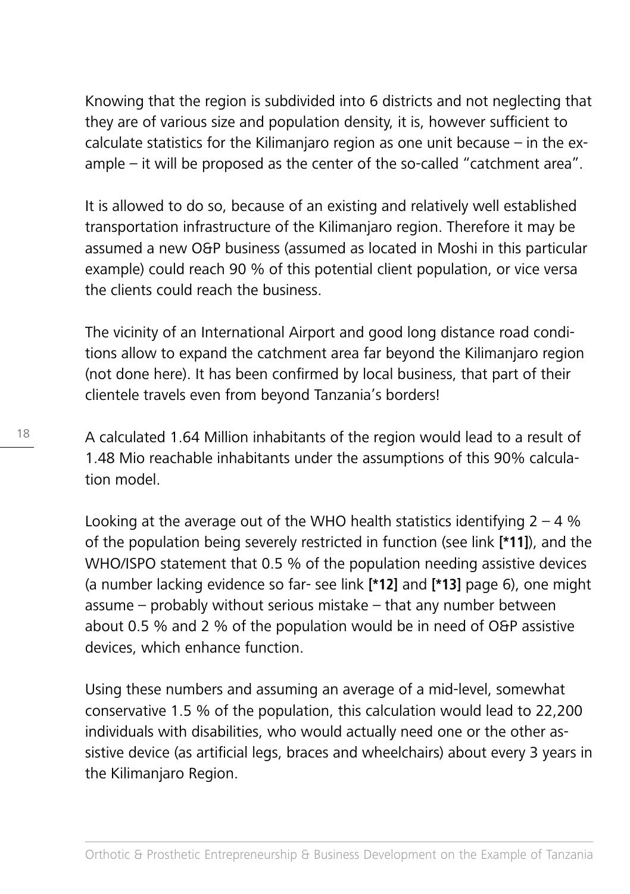Knowing that the region is subdivided into 6 districts and not neglecting that they are of various size and population density, it is, however sufficient to calculate statistics for the Kilimanjaro region as one unit because – in the example – it will be proposed as the center of the so-called "catchment area".

It is allowed to do so, because of an existing and relatively well established transportation infrastructure of the Kilimanjaro region. Therefore it may be assumed a new O&P business (assumed as located in Moshi in this particular example) could reach 90 % of this potential client population, or vice versa the clients could reach the business.

The vicinity of an International Airport and good long distance road conditions allow to expand the catchment area far beyond the Kilimanjaro region (not done here). It has been confirmed by local business, that part of their clientele travels even from beyond Tanzania's borders!

A calculated 1.64 Million inhabitants of the region would lead to a result of 1.48 Mio reachable inhabitants under the assumptions of this 90% calculation model.

Looking at the average out of the WHO health statistics identifying 2 – 4 % of the population being severely restricted in function (see link **[*11]**), and the WHO/ISPO statement that 0.5 % of the population needing assistive devices (a number lacking evidence so far- see link **[*12]** and **[*13]** page 6), one might assume – probably without serious mistake – that any number between about 0.5 % and 2 % of the population would be in need of O&P assistive devices, which enhance function.

Using these numbers and assuming an average of a mid-level, somewhat conservative 1.5 % of the population, this calculation would lead to 22,200 individuals with disabilities, who would actually need one or the other assistive device (as artificial legs, braces and wheelchairs) about every 3 years in the Kilimanjaro Region.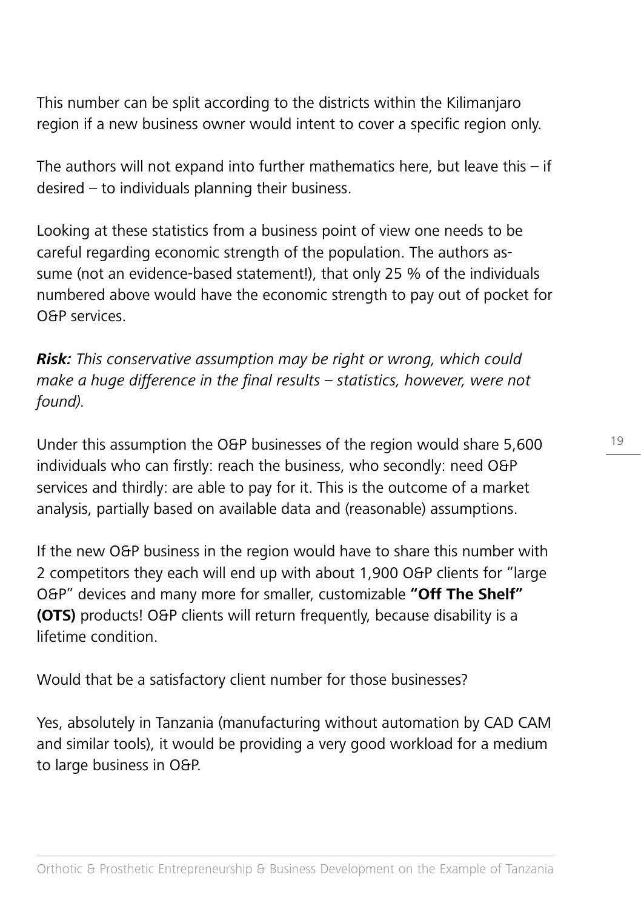This number can be split according to the districts within the Kilimanjaro region if a new business owner would intent to cover a specific region only.

The authors will not expand into further mathematics here, but leave this – if desired – to individuals planning their business.

Looking at these statistics from a business point of view one needs to be careful regarding economic strength of the population. The authors assume (not an evidence-based statement!), that only 25 % of the individuals numbered above would have the economic strength to pay out of pocket for O&P services.

***Risk:*** *This conservative assumption may be right or wrong, which could make a huge difference in the final results – statistics, however, were not found).*

Under this assumption the O&P businesses of the region would share 5,600 individuals who can firstly: reach the business, who secondly: need O&P services and thirdly: are able to pay for it. This is the outcome of a market analysis, partially based on available data and (reasonable) assumptions.

If the new O&P business in the region would have to share this number with 2 competitors they each will end up with about 1,900 O&P clients for "large O&P" devices and many more for smaller, customizable **"Off The Shelf" (OTS)** products! O&P clients will return frequently, because disability is a lifetime condition.

Would that be a satisfactory client number for those businesses?

Yes, absolutely in Tanzania (manufacturing without automation by CAD CAM and similar tools), it would be providing a very good workload for a medium to large business in O&P.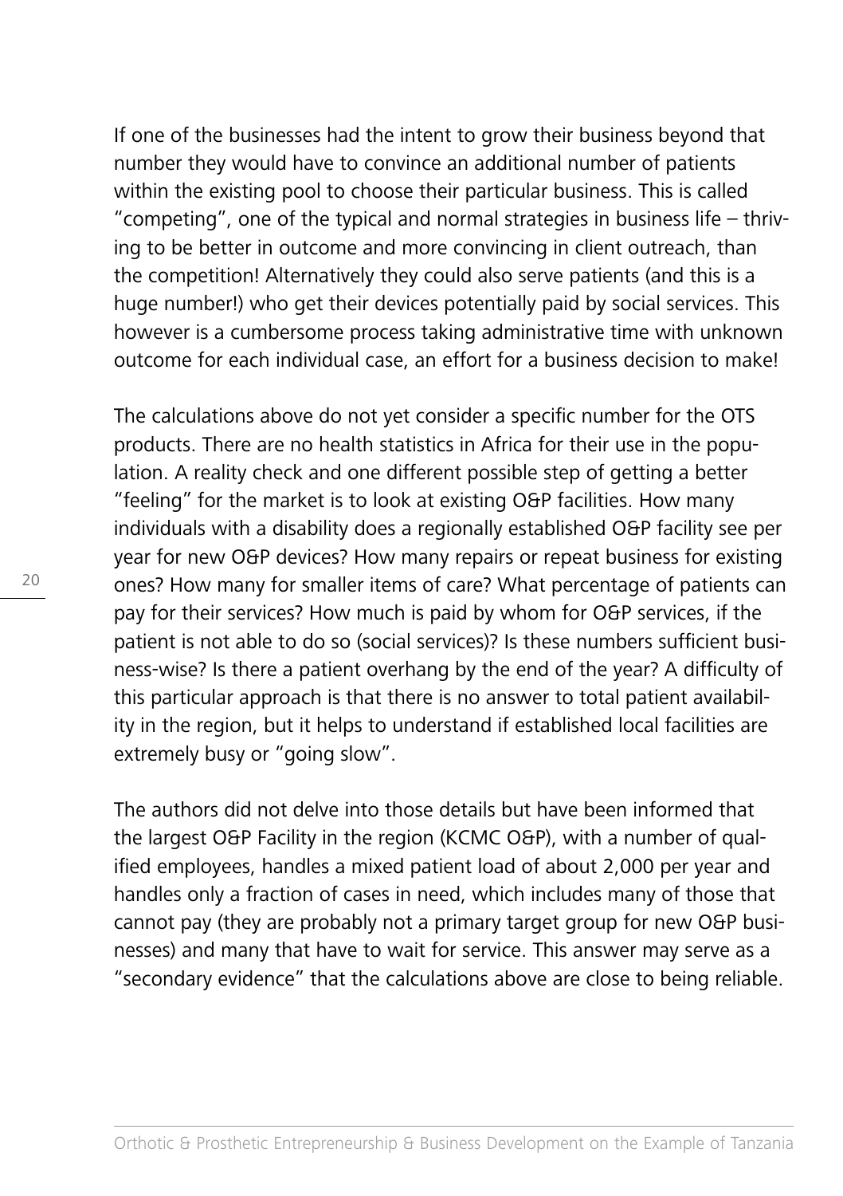If one of the businesses had the intent to grow their business beyond that number they would have to convince an additional number of patients within the existing pool to choose their particular business. This is called "competing", one of the typical and normal strategies in business life – thriving to be better in outcome and more convincing in client outreach, than the competition! Alternatively they could also serve patients (and this is a huge number!) who get their devices potentially paid by social services. This however is a cumbersome process taking administrative time with unknown outcome for each individual case, an effort for a business decision to make!

The calculations above do not yet consider a specific number for the OTS products. There are no health statistics in Africa for their use in the population. A reality check and one different possible step of getting a better "feeling" for the market is to look at existing O&P facilities. How many individuals with a disability does a regionally established O&P facility see per year for new O&P devices? How many repairs or repeat business for existing ones? How many for smaller items of care? What percentage of patients can pay for their services? How much is paid by whom for O&P services, if the patient is not able to do so (social services)? Is these numbers sufficient business-wise? Is there a patient overhang by the end of the year? A difficulty of this particular approach is that there is no answer to total patient availability in the region, but it helps to understand if established local facilities are extremely busy or "going slow".

The authors did not delve into those details but have been informed that the largest O&P Facility in the region (KCMC O&P), with a number of qualified employees, handles a mixed patient load of about 2,000 per year and handles only a fraction of cases in need, which includes many of those that cannot pay (they are probably not a primary target group for new O&P businesses) and many that have to wait for service. This answer may serve as a "secondary evidence" that the calculations above are close to being reliable.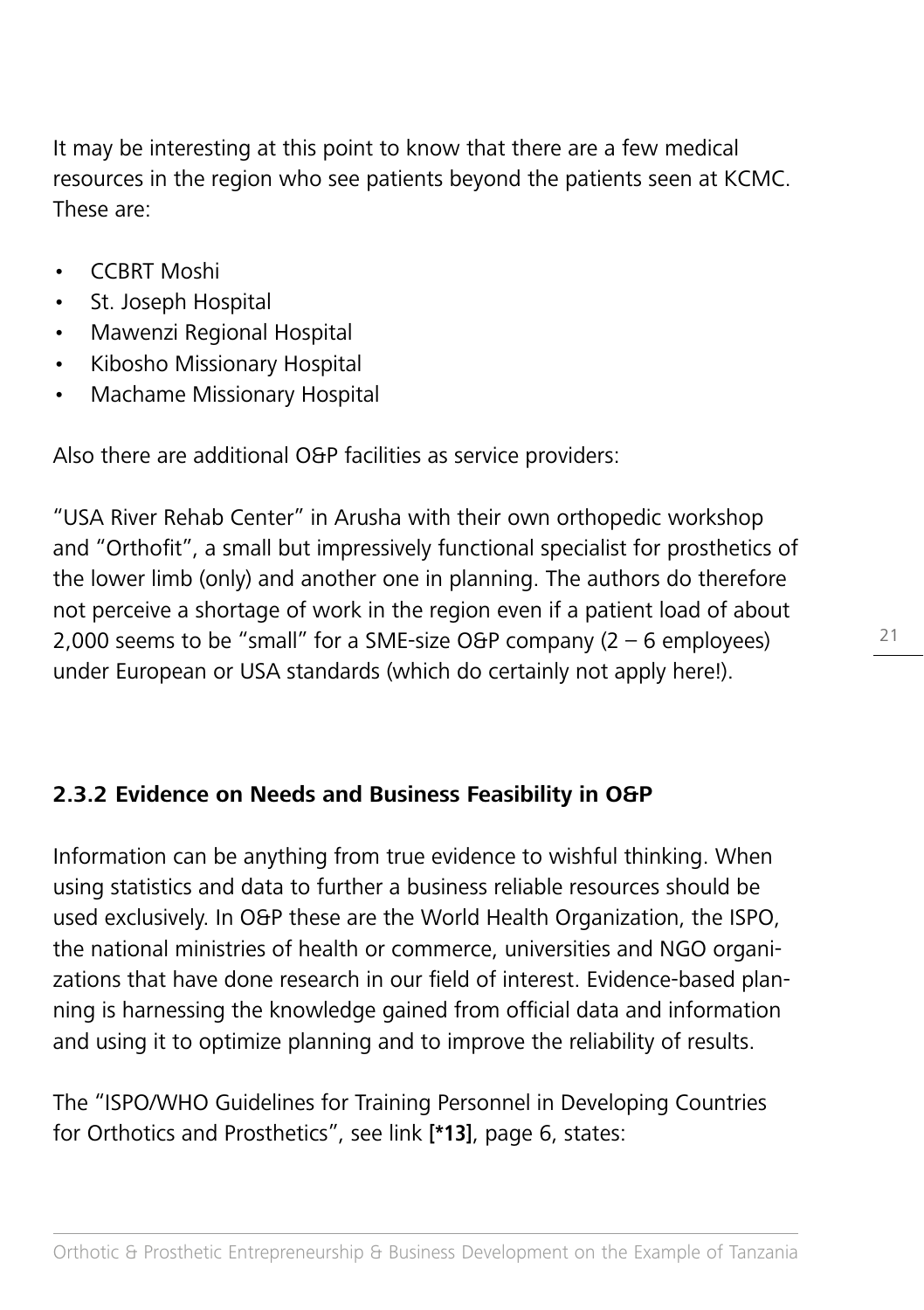It may be interesting at this point to know that there are a few medical resources in the region who see patients beyond the patients seen at KCMC. These are:

- CCBRT Moshi
- St. Joseph Hospital
- Mawenzi Regional Hospital
- Kibosho Missionary Hospital
- Machame Missionary Hospital

Also there are additional O&P facilities as service providers:

"USA River Rehab Center" in Arusha with their own orthopedic workshop and "Orthofit", a small but impressively functional specialist for prosthetics of the lower limb (only) and another one in planning. The authors do therefore not perceive a shortage of work in the region even if a patient load of about 2,000 seems to be "small" for a SME-size O&P company (2 – 6 employees) under European or USA standards (which do certainly not apply here!).

### 2.3.2 Evidence on Needs and Business Feasibility in O&P

Information can be anything from true evidence to wishful thinking. When using statistics and data to further a business reliable resources should be used exclusively. In O&P these are the World Health Organization, the ISPO, the national ministries of health or commerce, universities and NGO organizations that have done research in our field of interest. Evidence-based planning is harnessing the knowledge gained from official data and information and using it to optimize planning and to improve the reliability of results.

The "ISPO/WHO Guidelines for Training Personnel in Developing Countries for Orthotics and Prosthetics", see link **[*13]**, page 6, states: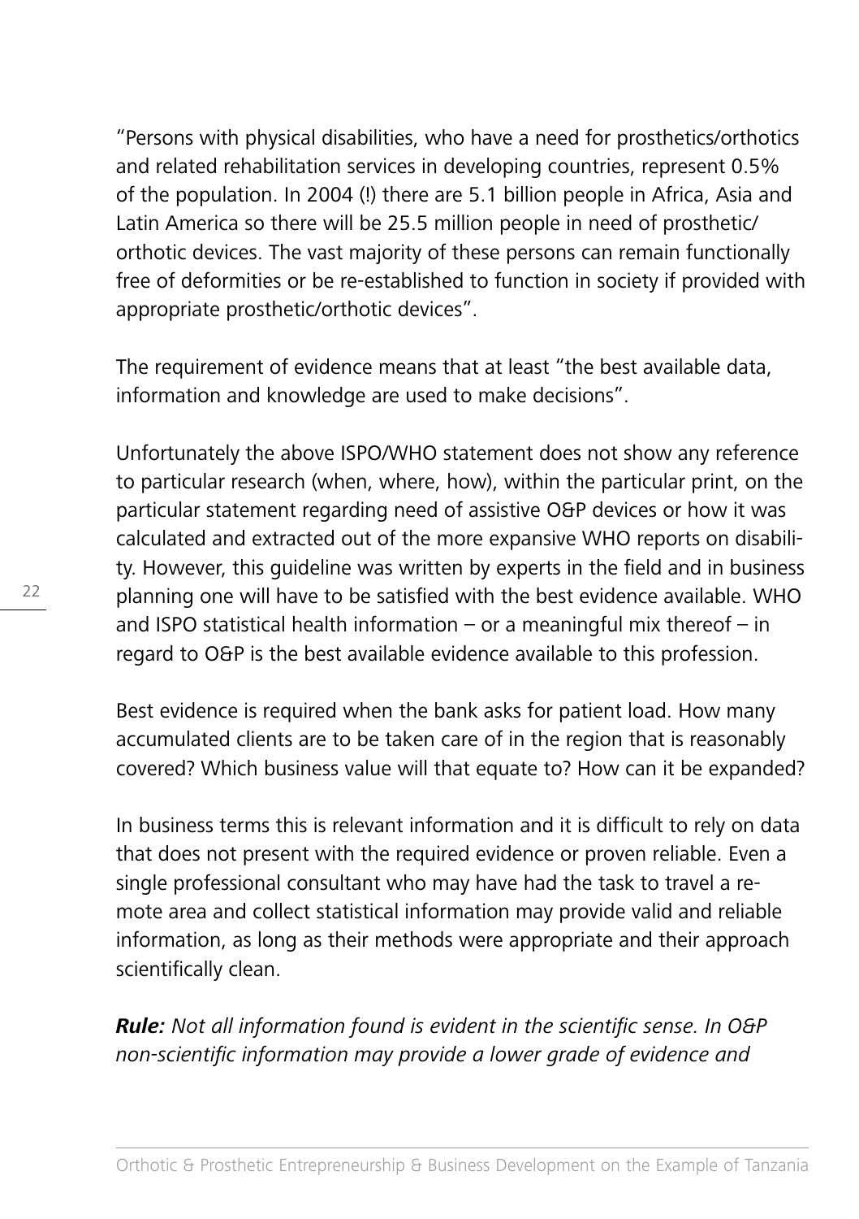"Persons with physical disabilities, who have a need for prosthetics/orthotics and related rehabilitation services in developing countries, represent 0.5% of the population. In 2004 (!) there are 5.1 billion people in Africa, Asia and Latin America so there will be 25.5 million people in need of prosthetic/orthotic devices. The vast majority of these persons can remain functionally free of deformities or be re-established to function in society if provided with appropriate prosthetic/orthotic devices".

The requirement of evidence means that at least "the best available data, information and knowledge are used to make decisions".

Unfortunately the above ISPO/WHO statement does not show any reference to particular research (when, where, how), within the particular print, on the particular statement regarding need of assistive O&P devices or how it was calculated and extracted out of the more expansive WHO reports on disability. However, this guideline was written by experts in the field and in business planning one will have to be satisfied with the best evidence available. WHO and ISPO statistical health information – or a meaningful mix thereof – in regard to O&P is the best available evidence available to this profession.

Best evidence is required when the bank asks for patient load. How many accumulated clients are to be taken care of in the region that is reasonably covered? Which business value will that equate to? How can it be expanded?

In business terms this is relevant information and it is difficult to rely on data that does not present with the required evidence or proven reliable. Even a single professional consultant who may have had the task to travel a remote area and collect statistical information may provide valid and reliable information, as long as their methods were appropriate and their approach scientifically clean.

***Rule:*** *Not all information found is evident in the scientific sense. In O&P non-scientific information may provide a lower grade of evidence and*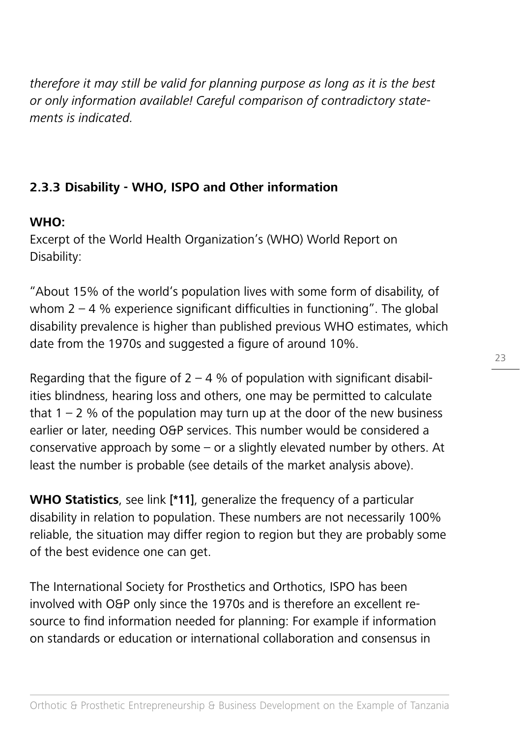*therefore it may still be valid for planning purpose as long as it is the best or only information available! Careful comparison of contradictory statements is indicated.*

### 2.3.3 Disability - WHO, ISPO and Other information

**WHO:**

Excerpt of the World Health Organization's (WHO) World Report on Disability:

"About 15% of the world's population lives with some form of disability, of whom 2 – 4 % experience significant difficulties in functioning". The global disability prevalence is higher than published previous WHO estimates, which date from the 1970s and suggested a figure of around 10%.

Regarding that the figure of 2 – 4 % of population with significant disabilities blindness, hearing loss and others, one may be permitted to calculate that 1 – 2 % of the population may turn up at the door of the new business earlier or later, needing O&P services. This number would be considered a conservative approach by some – or a slightly elevated number by others. At least the number is probable (see details of the market analysis above).

**WHO Statistics**, see link **[*11]**, generalize the frequency of a particular disability in relation to population. These numbers are not necessarily 100% reliable, the situation may differ region to region but they are probably some of the best evidence one can get.

The International Society for Prosthetics and Orthotics, ISPO has been involved with O&P only since the 1970s and is therefore an excellent resource to find information needed for planning: For example if information on standards or education or international collaboration and consensus in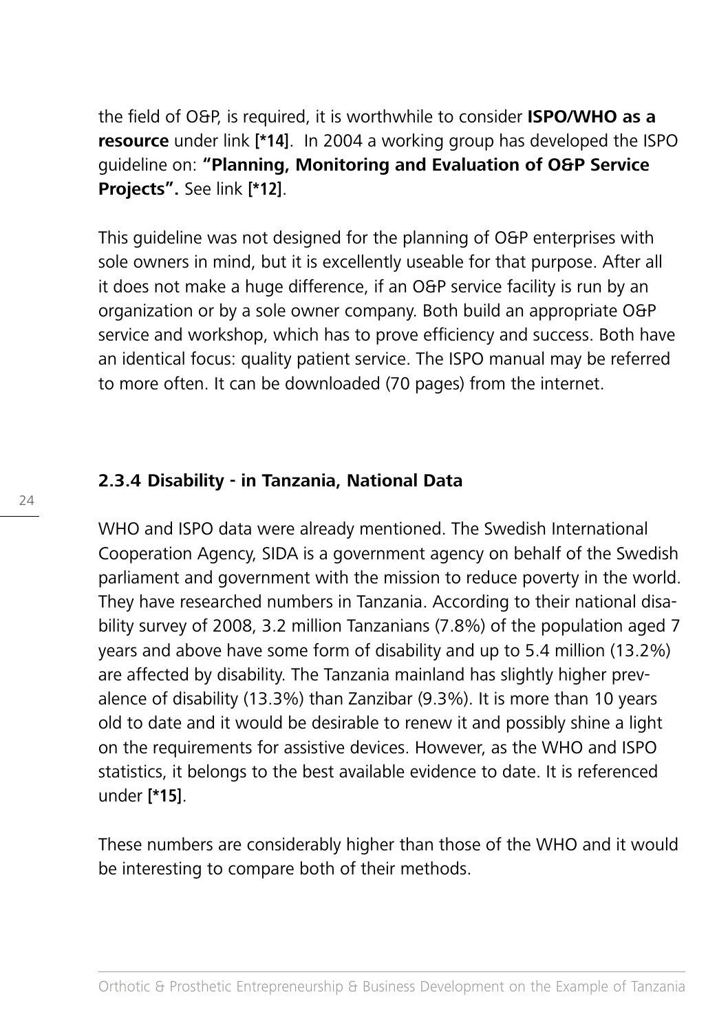the field of O&P, is required, it is worthwhile to consider **ISPO/WHO as a resource** under link **[*14]**. In 2004 a working group has developed the ISPO guideline on: **"Planning, Monitoring and Evaluation of O&P Service Projects".** See link **[*12]**.

This guideline was not designed for the planning of O&P enterprises with sole owners in mind, but it is excellently useable for that purpose. After all it does not make a huge difference, if an O&P service facility is run by an organization or by a sole owner company. Both build an appropriate O&P service and workshop, which has to prove efficiency and success. Both have an identical focus: quality patient service. The ISPO manual may be referred to more often. It can be downloaded (70 pages) from the internet.

### 2.3.4 Disability - in Tanzania, National Data

WHO and ISPO data were already mentioned. The Swedish International Cooperation Agency, SIDA is a government agency on behalf of the Swedish parliament and government with the mission to reduce poverty in the world. They have researched numbers in Tanzania. According to their national disability survey of 2008, 3.2 million Tanzanians (7.8%) of the population aged 7 years and above have some form of disability and up to 5.4 million (13.2%) are affected by disability. The Tanzania mainland has slightly higher prevalence of disability (13.3%) than Zanzibar (9.3%). It is more than 10 years old to date and it would be desirable to renew it and possibly shine a light on the requirements for assistive devices. However, as the WHO and ISPO statistics, it belongs to the best available evidence to date. It is referenced under **[*15]**.

These numbers are considerably higher than those of the WHO and it would be interesting to compare both of their methods.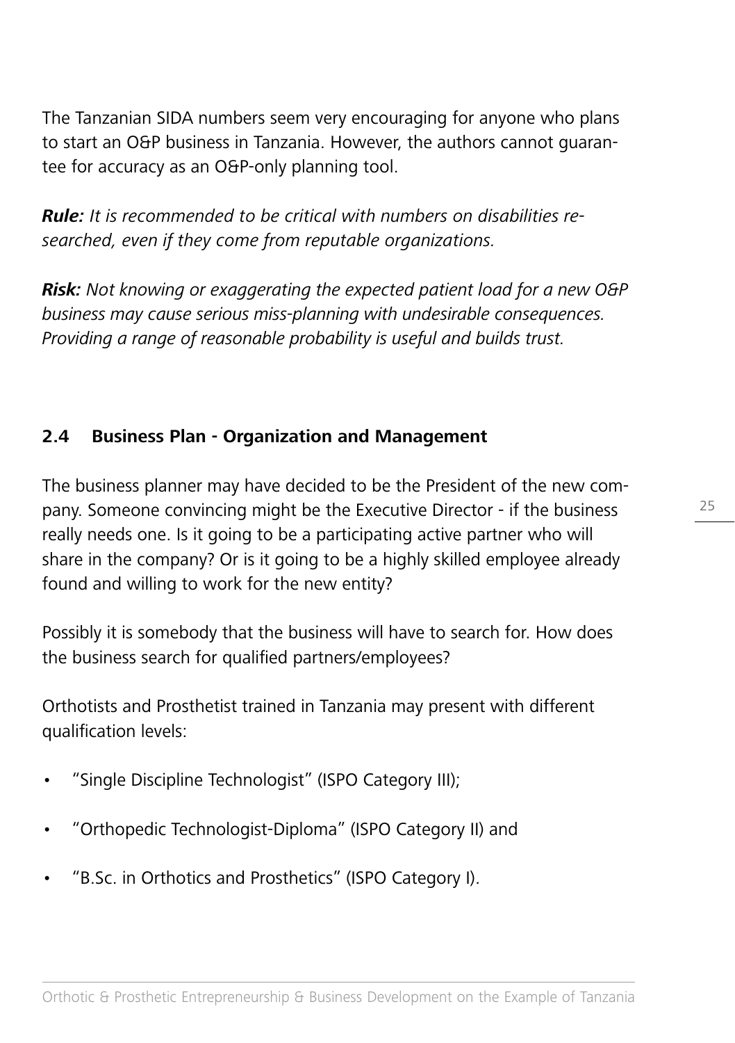The Tanzanian SIDA numbers seem very encouraging for anyone who plans to start an O&P business in Tanzania. However, the authors cannot guarantee for accuracy as an O&P-only planning tool.

***Rule:*** *It is recommended to be critical with numbers on disabilities researched, even if they come from reputable organizations.*

***Risk:*** *Not knowing or exaggerating the expected patient load for a new O&P business may cause serious miss-planning with undesirable consequences. Providing a range of reasonable probability is useful and builds trust.*

## 2.4 Business Plan - Organization and Management

The business planner may have decided to be the President of the new company. Someone convincing might be the Executive Director - if the business really needs one. Is it going to be a participating active partner who will share in the company? Or is it going to be a highly skilled employee already found and willing to work for the new entity?

Possibly it is somebody that the business will have to search for. How does the business search for qualified partners/employees?

Orthotists and Prosthetist trained in Tanzania may present with different qualification levels:

- "Single Discipline Technologist" (ISPO Category III);
- "Orthopedic Technologist-Diploma" (ISPO Category II) and
- "B.Sc. in Orthotics and Prosthetics" (ISPO Category I).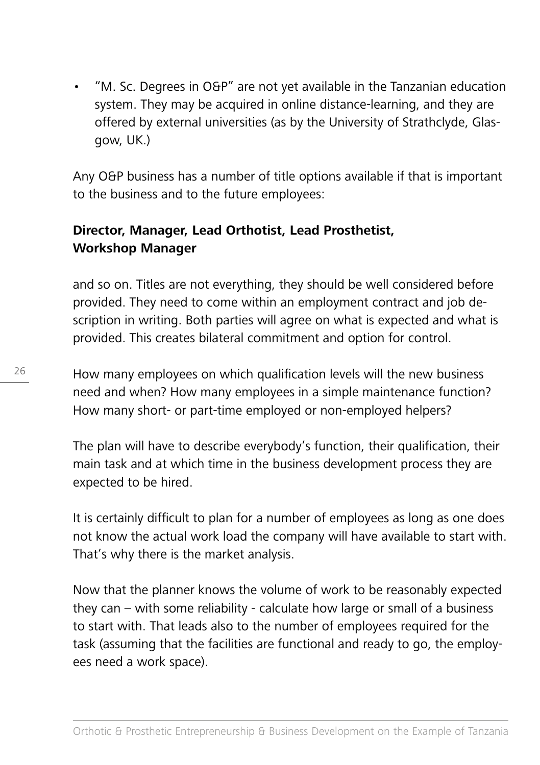- "M. Sc. Degrees in O&P" are not yet available in the Tanzanian education system. They may be acquired in online distance-learning, and they are offered by external universities (as by the University of Strathclyde, Glasgow, UK.)

Any O&P business has a number of title options available if that is important to the business and to the future employees:

**Director, Manager, Lead Orthotist, Lead Prosthetist, Workshop Manager**

and so on. Titles are not everything, they should be well considered before provided. They need to come within an employment contract and job description in writing. Both parties will agree on what is expected and what is provided. This creates bilateral commitment and option for control.

How many employees on which qualification levels will the new business need and when? How many employees in a simple maintenance function? How many short- or part-time employed or non-employed helpers?

The plan will have to describe everybody's function, their qualification, their main task and at which time in the business development process they are expected to be hired.

It is certainly difficult to plan for a number of employees as long as one does not know the actual work load the company will have available to start with. That's why there is the market analysis.

Now that the planner knows the volume of work to be reasonably expected they can – with some reliability - calculate how large or small of a business to start with. That leads also to the number of employees required for the task (assuming that the facilities are functional and ready to go, the employees need a work space).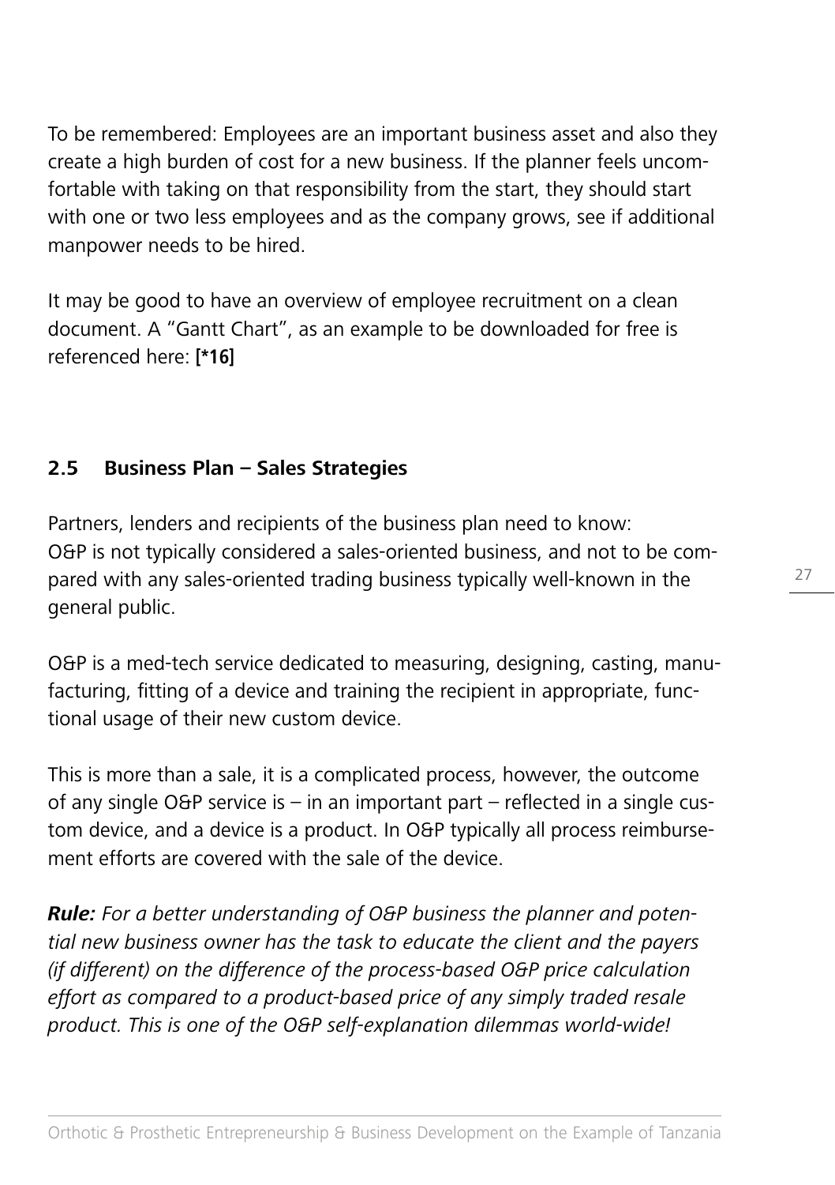To be remembered: Employees are an important business asset and also they create a high burden of cost for a new business. If the planner feels uncomfortable with taking on that responsibility from the start, they should start with one or two less employees and as the company grows, see if additional manpower needs to be hired.

It may be good to have an overview of employee recruitment on a clean document. A "Gantt Chart", as an example to be downloaded for free is referenced here: **[*16]**

## 2.5 Business Plan – Sales Strategies

Partners, lenders and recipients of the business plan need to know:
O&P is not typically considered a sales-oriented business, and not to be compared with any sales-oriented trading business typically well-known in the general public.

O&P is a med-tech service dedicated to measuring, designing, casting, manufacturing, fitting of a device and training the recipient in appropriate, functional usage of their new custom device.

This is more than a sale, it is a complicated process, however, the outcome of any single O&P service is – in an important part – reflected in a single custom device, and a device is a product. In O&P typically all process reimbursement efforts are covered with the sale of the device.

***Rule:*** *For a better understanding of O&P business the planner and potential new business owner has the task to educate the client and the payers (if different) on the difference of the process-based O&P price calculation effort as compared to a product-based price of any simply traded resale product. This is one of the O&P self-explanation dilemmas world-wide!*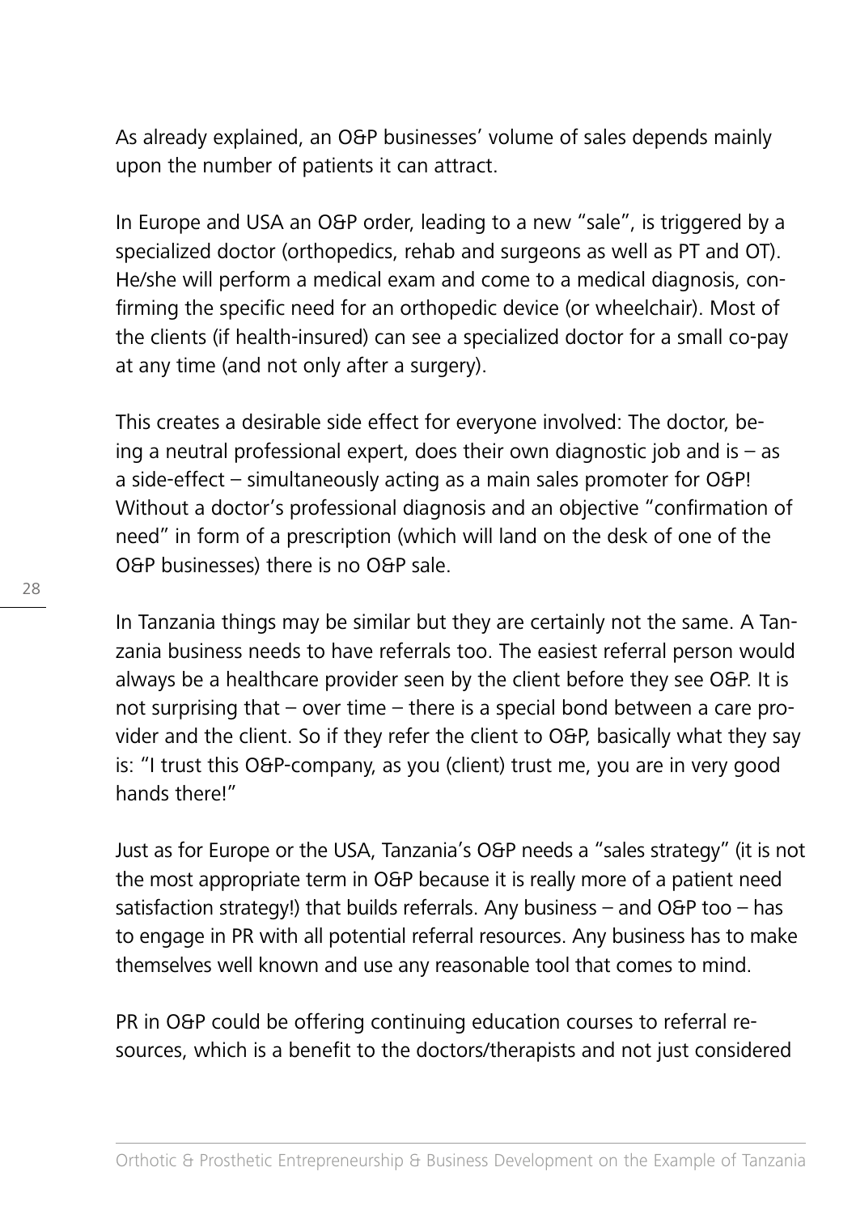As already explained, an O&P businesses' volume of sales depends mainly upon the number of patients it can attract.

In Europe and USA an O&P order, leading to a new "sale", is triggered by a specialized doctor (orthopedics, rehab and surgeons as well as PT and OT). He/she will perform a medical exam and come to a medical diagnosis, confirming the specific need for an orthopedic device (or wheelchair). Most of the clients (if health-insured) can see a specialized doctor for a small co-pay at any time (and not only after a surgery).

This creates a desirable side effect for everyone involved: The doctor, being a neutral professional expert, does their own diagnostic job and is – as a side-effect – simultaneously acting as a main sales promoter for O&P! Without a doctor's professional diagnosis and an objective "confirmation of need" in form of a prescription (which will land on the desk of one of the O&P businesses) there is no O&P sale.

In Tanzania things may be similar but they are certainly not the same. A Tanzania business needs to have referrals too. The easiest referral person would always be a healthcare provider seen by the client before they see O&P. It is not surprising that – over time – there is a special bond between a care provider and the client. So if they refer the client to O&P, basically what they say is: "I trust this O&P-company, as you (client) trust me, you are in very good hands there!"

Just as for Europe or the USA, Tanzania's O&P needs a "sales strategy" (it is not the most appropriate term in O&P because it is really more of a patient need satisfaction strategy!) that builds referrals. Any business – and O&P too – has to engage in PR with all potential referral resources. Any business has to make themselves well known and use any reasonable tool that comes to mind.

PR in O&P could be offering continuing education courses to referral resources, which is a benefit to the doctors/therapists and not just considered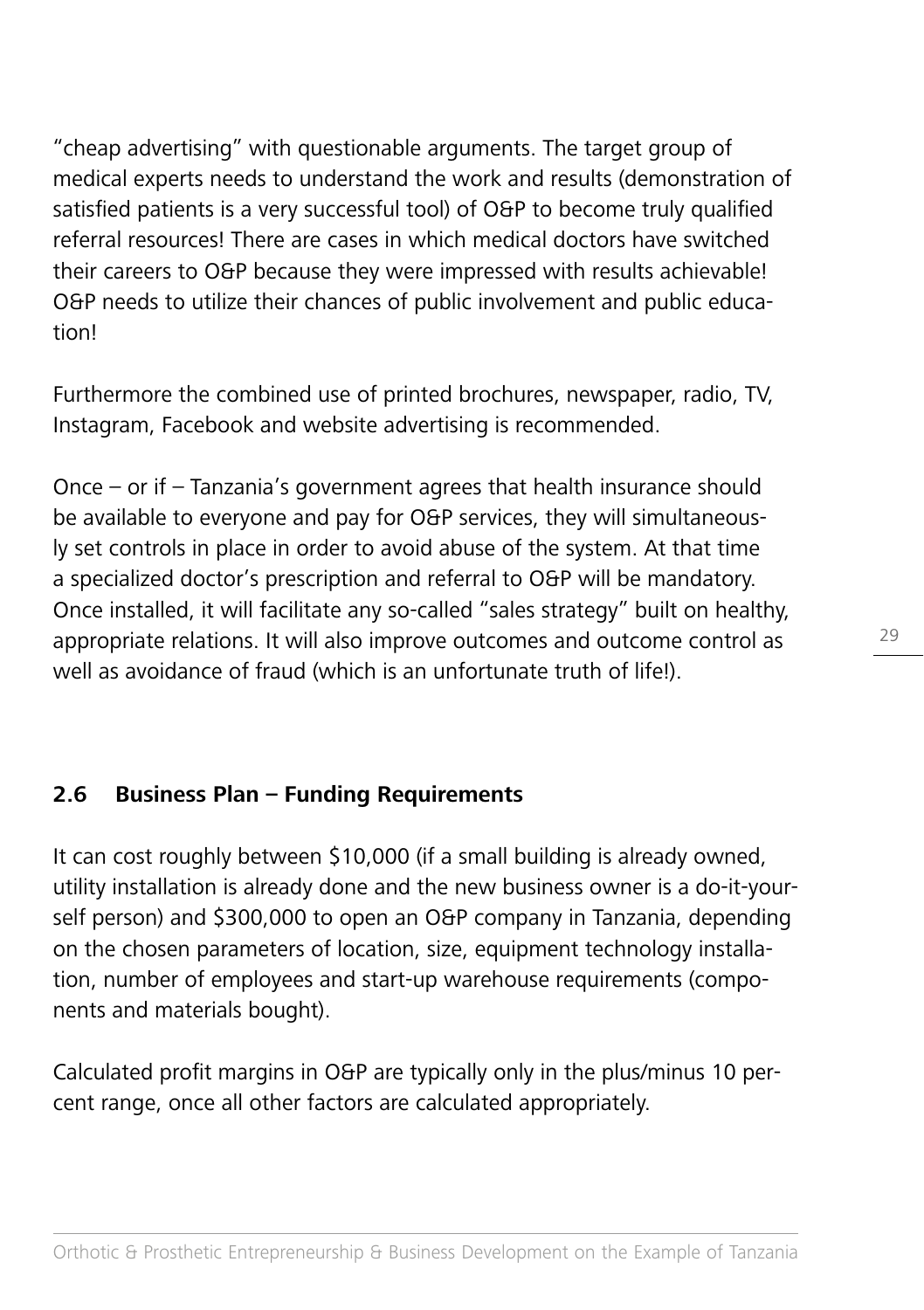"cheap advertising" with questionable arguments. The target group of medical experts needs to understand the work and results (demonstration of satisfied patients is a very successful tool) of O&P to become truly qualified referral resources! There are cases in which medical doctors have switched their careers to O&P because they were impressed with results achievable! O&P needs to utilize their chances of public involvement and public education!

Furthermore the combined use of printed brochures, newspaper, radio, TV, Instagram, Facebook and website advertising is recommended.

Once – or if – Tanzania's government agrees that health insurance should be available to everyone and pay for O&P services, they will simultaneously set controls in place in order to avoid abuse of the system. At that time a specialized doctor's prescription and referral to O&P will be mandatory. Once installed, it will facilitate any so-called "sales strategy" built on healthy, appropriate relations. It will also improve outcomes and outcome control as well as avoidance of fraud (which is an unfortunate truth of life!).

## 2.6 Business Plan – Funding Requirements

It can cost roughly between \$10,000 (if a small building is already owned, utility installation is already done and the new business owner is a do-it-yourself person) and \$300,000 to open an O&P company in Tanzania, depending on the chosen parameters of location, size, equipment technology installation, number of employees and start-up warehouse requirements (components and materials bought).

Calculated profit margins in O&P are typically only in the plus/minus 10 percent range, once all other factors are calculated appropriately.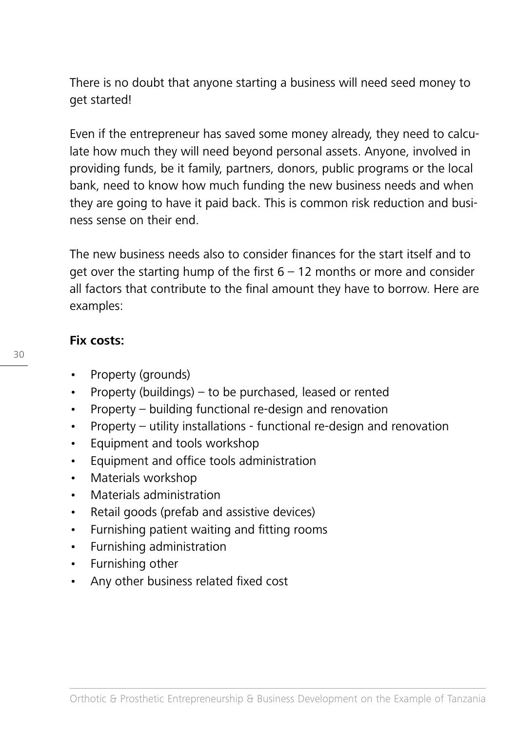There is no doubt that anyone starting a business will need seed money to get started!

Even if the entrepreneur has saved some money already, they need to calculate how much they will need beyond personal assets. Anyone, involved in providing funds, be it family, partners, donors, public programs or the local bank, need to know how much funding the new business needs and when they are going to have it paid back. This is common risk reduction and business sense on their end.

The new business needs also to consider finances for the start itself and to get over the starting hump of the first 6 – 12 months or more and consider all factors that contribute to the final amount they have to borrow. Here are examples:

**Fix costs:**

- Property (grounds)
- Property (buildings) – to be purchased, leased or rented
- Property – building functional re-design and renovation
- Property – utility installations - functional re-design and renovation
- Equipment and tools workshop
- Equipment and office tools administration
- Materials workshop
- Materials administration
- Retail goods (prefab and assistive devices)
- Furnishing patient waiting and fitting rooms
- Furnishing administration
- Furnishing other
- Any other business related fixed cost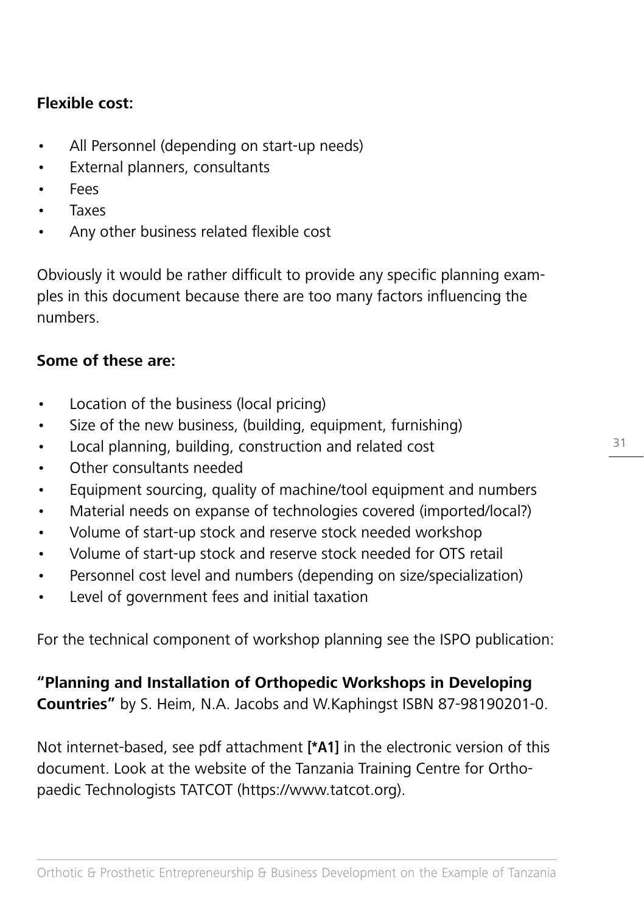**Flexible cost:**

- All Personnel (depending on start-up needs)
- External planners, consultants
- Fees
- Taxes
- Any other business related flexible cost

Obviously it would be rather difficult to provide any specific planning examples in this document because there are too many factors influencing the numbers.

**Some of these are:**

- Location of the business (local pricing)
- Size of the new business, (building, equipment, furnishing)
- Local planning, building, construction and related cost
- Other consultants needed
- Equipment sourcing, quality of machine/tool equipment and numbers
- Material needs on expanse of technologies covered (imported/local?)
- Volume of start-up stock and reserve stock needed workshop
- Volume of start-up stock and reserve stock needed for OTS retail
- Personnel cost level and numbers (depending on size/specialization)
- Level of government fees and initial taxation

For the technical component of workshop planning see the ISPO publication:

**"Planning and Installation of Orthopedic Workshops in Developing Countries"** by S. Heim, N.A. Jacobs and W.Kaphingst ISBN 87-98190201-0.

Not internet-based, see pdf attachment **[*A1]** in the electronic version of this document. Look at the website of the Tanzania Training Centre for Orthopaedic Technologists TATCOT (https://www.tatcot.org).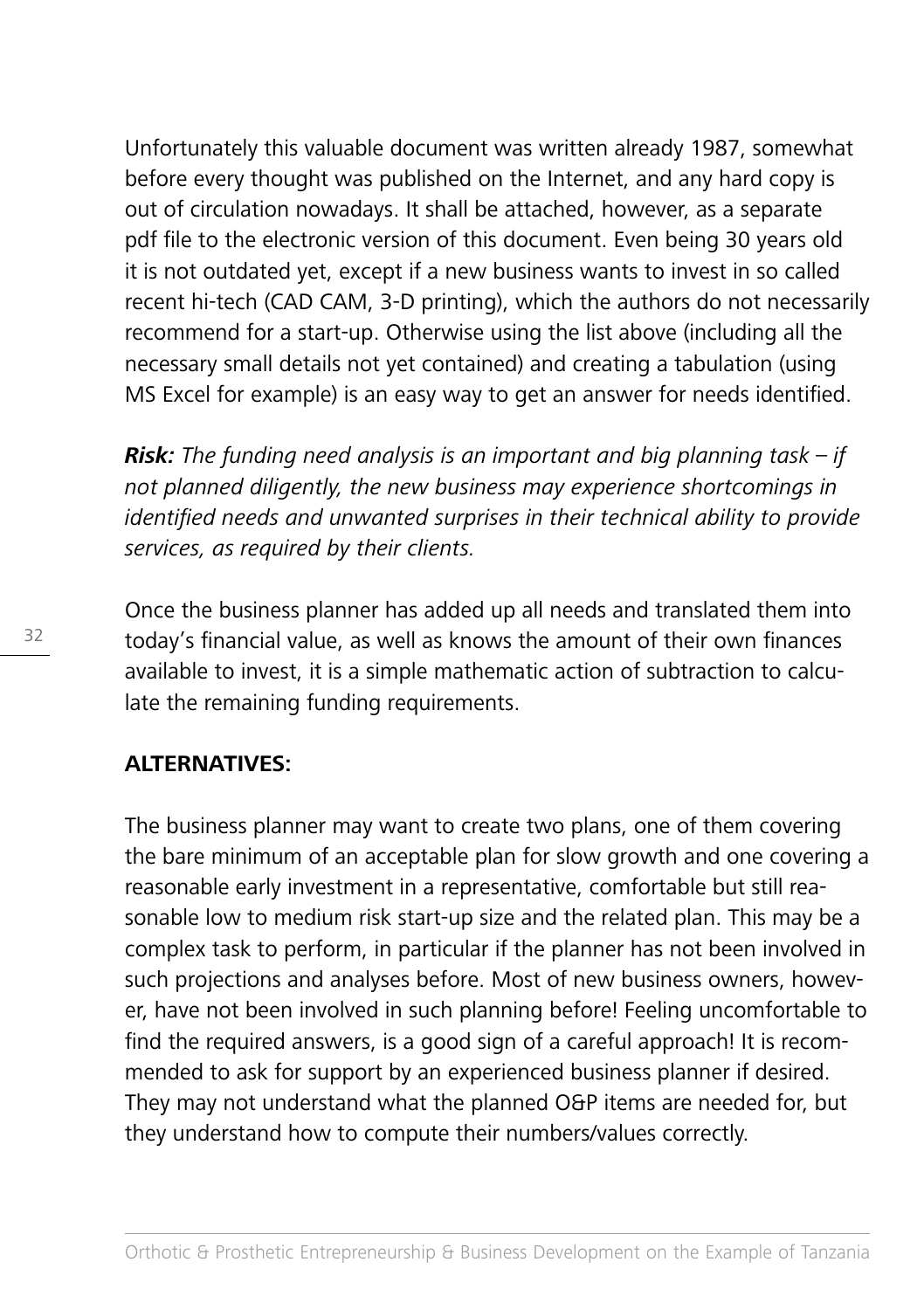Unfortunately this valuable document was written already 1987, somewhat before every thought was published on the Internet, and any hard copy is out of circulation nowadays. It shall be attached, however, as a separate pdf file to the electronic version of this document. Even being 30 years old it is not outdated yet, except if a new business wants to invest in so called recent hi-tech (CAD CAM, 3-D printing), which the authors do not necessarily recommend for a start-up. Otherwise using the list above (including all the necessary small details not yet contained) and creating a tabulation (using MS Excel for example) is an easy way to get an answer for needs identified.

***Risk:*** *The funding need analysis is an important and big planning task – if not planned diligently, the new business may experience shortcomings in identified needs and unwanted surprises in their technical ability to provide services, as required by their clients.*

Once the business planner has added up all needs and translated them into today's financial value, as well as knows the amount of their own finances available to invest, it is a simple mathematic action of subtraction to calculate the remaining funding requirements.

**ALTERNATIVES:**

The business planner may want to create two plans, one of them covering the bare minimum of an acceptable plan for slow growth and one covering a reasonable early investment in a representative, comfortable but still reasonable low to medium risk start-up size and the related plan. This may be a complex task to perform, in particular if the planner has not been involved in such projections and analyses before. Most of new business owners, however, have not been involved in such planning before! Feeling uncomfortable to find the required answers, is a good sign of a careful approach! It is recommended to ask for support by an experienced business planner if desired. They may not understand what the planned O&P items are needed for, but they understand how to compute their numbers/values correctly.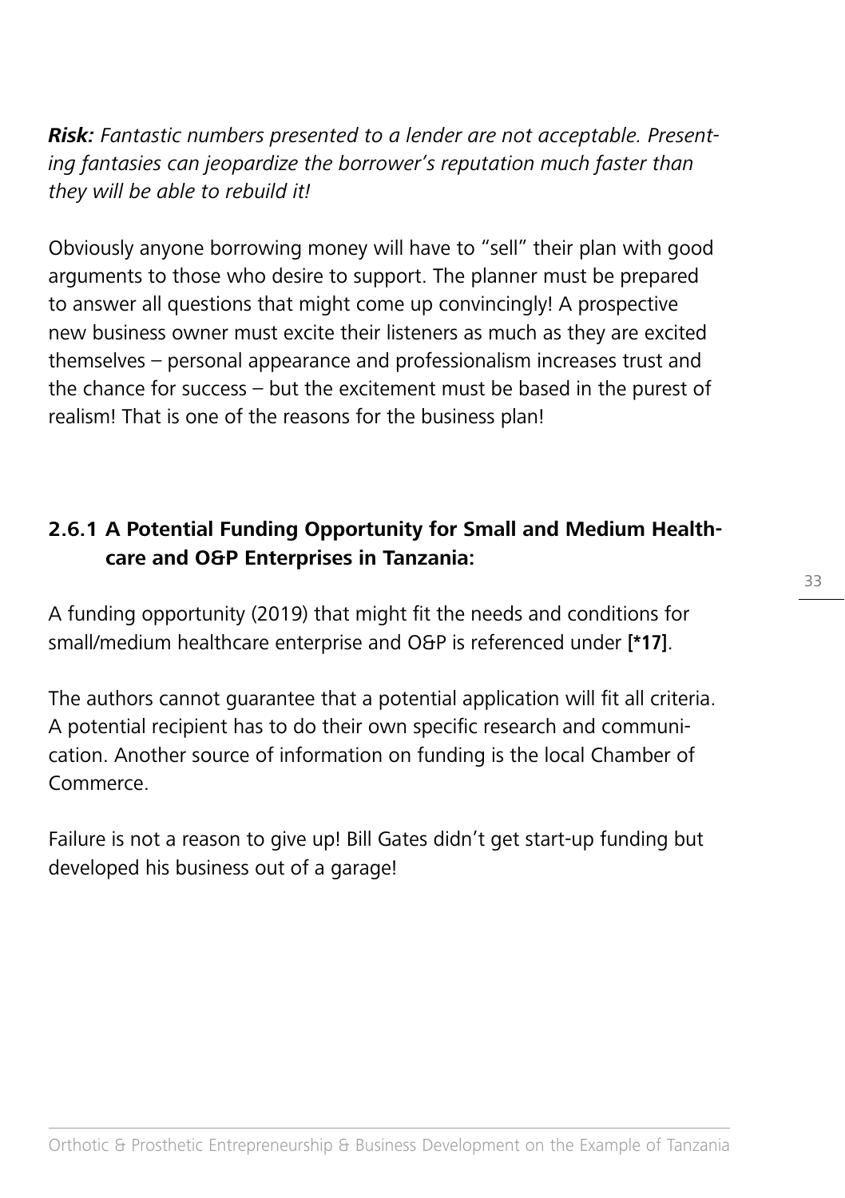***Risk:*** *Fantastic numbers presented to a lender are not acceptable. Presenting fantasies can jeopardize the borrower's reputation much faster than they will be able to rebuild it!*

Obviously anyone borrowing money will have to "sell" their plan with good arguments to those who desire to support. The planner must be prepared to answer all questions that might come up convincingly! A prospective new business owner must excite their listeners as much as they are excited themselves – personal appearance and professionalism increases trust and the chance for success – but the excitement must be based in the purest of realism! That is one of the reasons for the business plan!

### 2.6.1 A Potential Funding Opportunity for Small and Medium Healthcare and O&P Enterprises in Tanzania:

A funding opportunity (2019) that might fit the needs and conditions for small/medium healthcare enterprise and O&P is referenced under **[*17]**.

The authors cannot guarantee that a potential application will fit all criteria. A potential recipient has to do their own specific research and communication. Another source of information on funding is the local Chamber of Commerce.

Failure is not a reason to give up! Bill Gates didn't get start-up funding but developed his business out of a garage!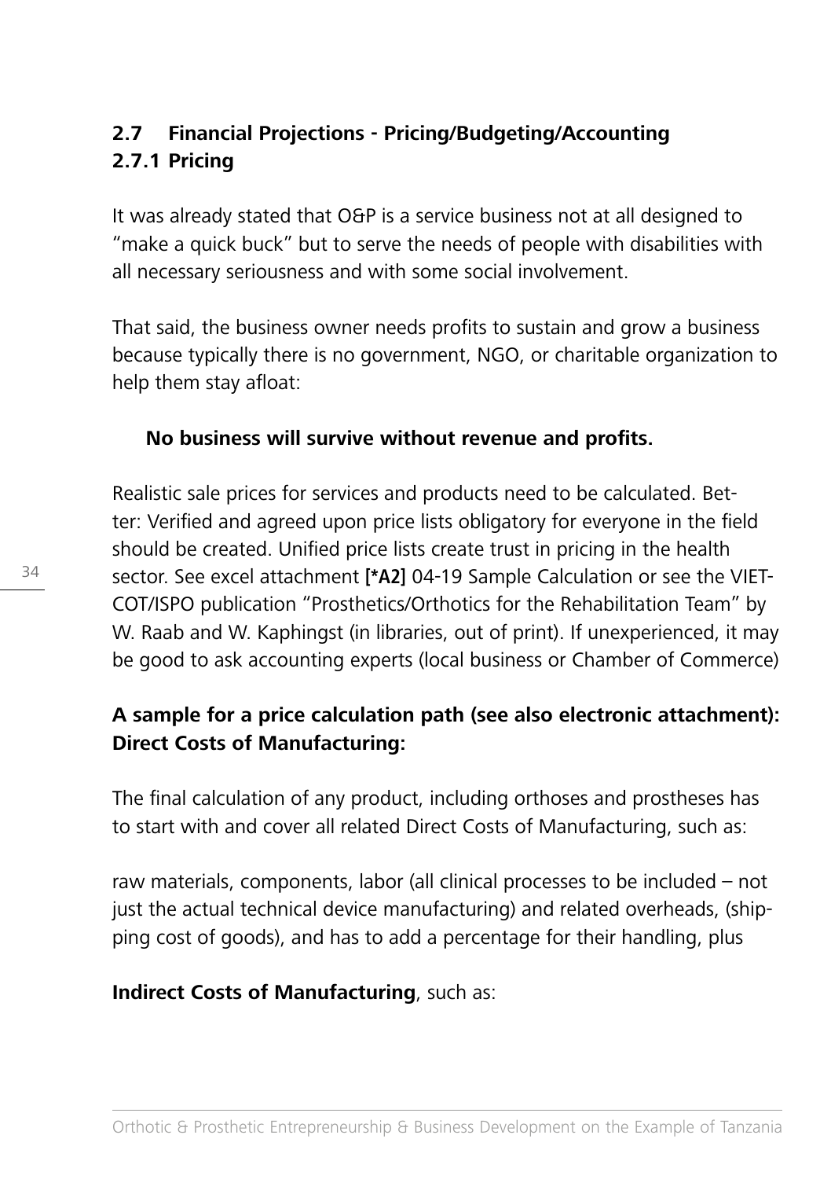## 2.7 Financial Projections - Pricing/Budgeting/Accounting

### 2.7.1 Pricing

It was already stated that O&P is a service business not at all designed to "make a quick buck" but to serve the needs of people with disabilities with all necessary seriousness and with some social involvement.

That said, the business owner needs profits to sustain and grow a business because typically there is no government, NGO, or charitable organization to help them stay afloat:

**No business will survive without revenue and profits.**

Realistic sale prices for services and products need to be calculated. Better: Verified and agreed upon price lists obligatory for everyone in the field should be created. Unified price lists create trust in pricing in the health sector. See excel attachment **[*A2]** 04-19 Sample Calculation or see the VIETCOT/ISPO publication "Prosthetics/Orthotics for the Rehabilitation Team" by W. Raab and W. Kaphingst (in libraries, out of print). If unexperienced, it may be good to ask accounting experts (local business or Chamber of Commerce)

**A sample for a price calculation path (see also electronic attachment): Direct Costs of Manufacturing:**

The final calculation of any product, including orthoses and prostheses has to start with and cover all related Direct Costs of Manufacturing, such as:

raw materials, components, labor (all clinical processes to be included – not just the actual technical device manufacturing) and related overheads, (shipping cost of goods), and has to add a percentage for their handling, plus

**Indirect Costs of Manufacturing**, such as: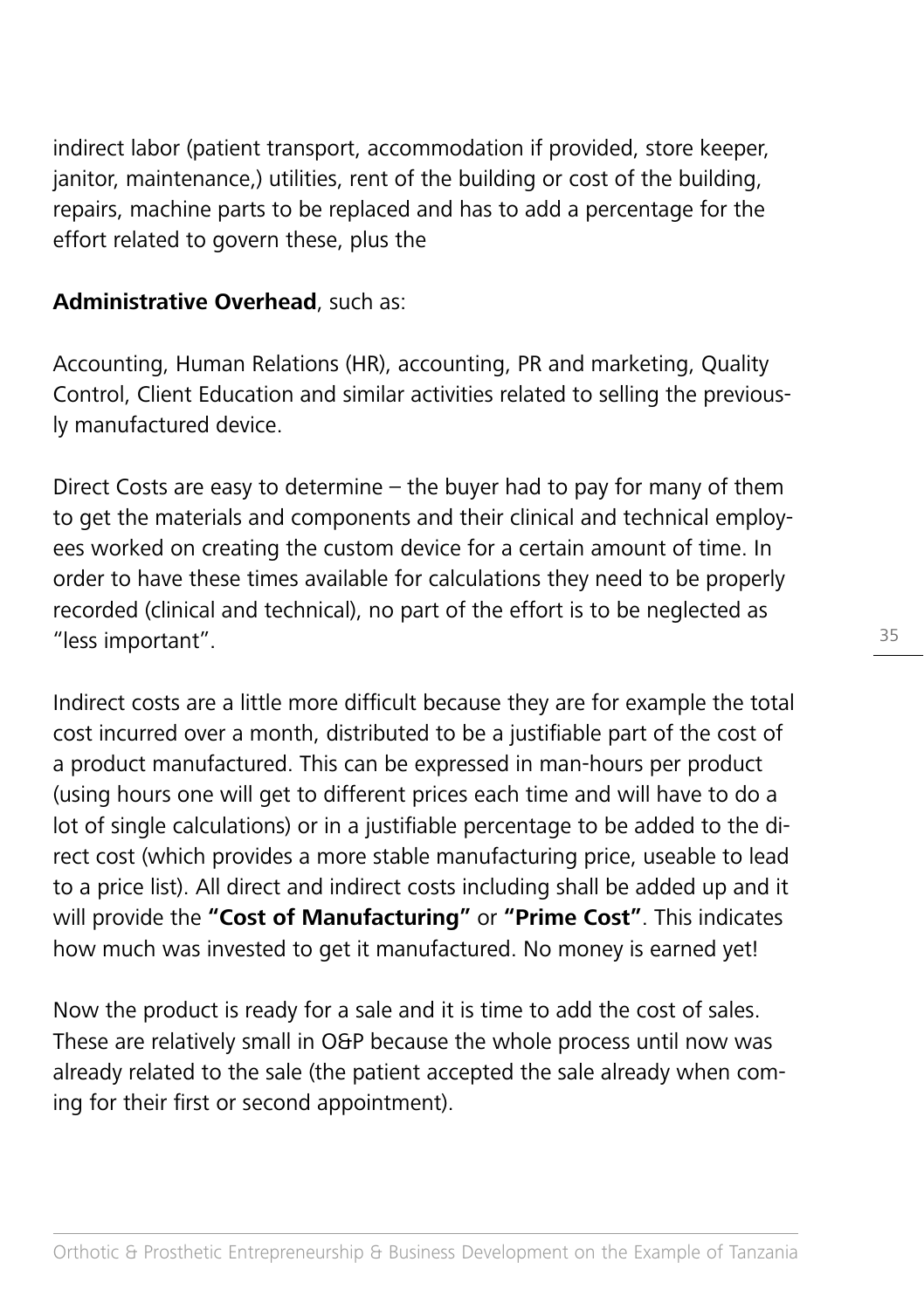indirect labor (patient transport, accommodation if provided, store keeper, janitor, maintenance,) utilities, rent of the building or cost of the building, repairs, machine parts to be replaced and has to add a percentage for the effort related to govern these, plus the

**Administrative Overhead**, such as:

Accounting, Human Relations (HR), accounting, PR and marketing, Quality Control, Client Education and similar activities related to selling the previously manufactured device.

Direct Costs are easy to determine – the buyer had to pay for many of them to get the materials and components and their clinical and technical employees worked on creating the custom device for a certain amount of time. In order to have these times available for calculations they need to be properly recorded (clinical and technical), no part of the effort is to be neglected as "less important".

Indirect costs are a little more difficult because they are for example the total cost incurred over a month, distributed to be a justifiable part of the cost of a product manufactured. This can be expressed in man-hours per product (using hours one will get to different prices each time and will have to do a lot of single calculations) or in a justifiable percentage to be added to the direct cost (which provides a more stable manufacturing price, useable to lead to a price list). All direct and indirect costs including shall be added up and it will provide the **"Cost of Manufacturing"** or **"Prime Cost"**. This indicates how much was invested to get it manufactured. No money is earned yet!

Now the product is ready for a sale and it is time to add the cost of sales. These are relatively small in O&P because the whole process until now was already related to the sale (the patient accepted the sale already when coming for their first or second appointment).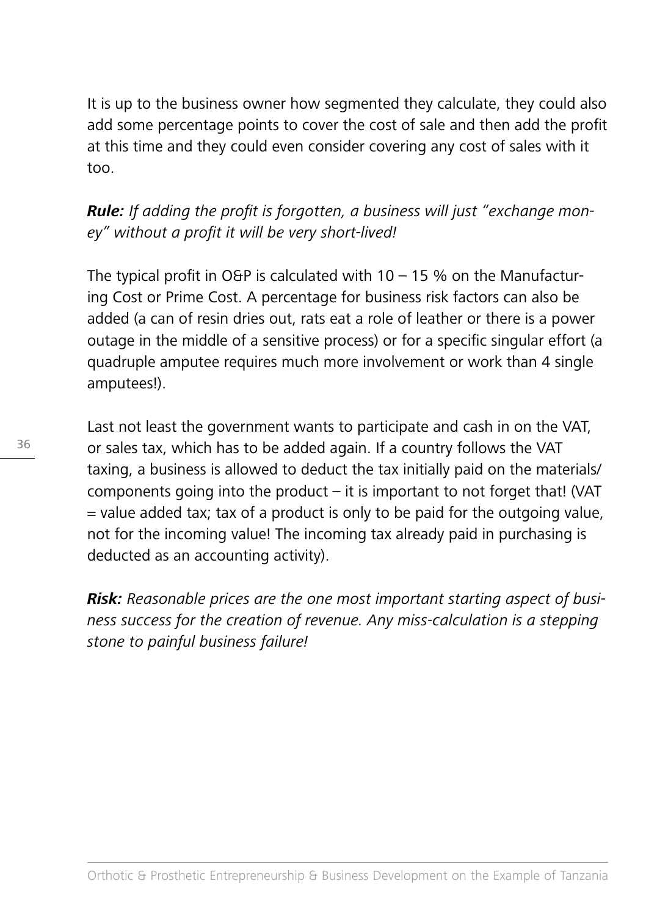It is up to the business owner how segmented they calculate, they could also add some percentage points to cover the cost of sale and then add the profit at this time and they could even consider covering any cost of sales with it too.

***Rule:*** *If adding the profit is forgotten, a business will just "exchange money" without a profit it will be very short-lived!*

The typical profit in O&P is calculated with 10 – 15 % on the Manufacturing Cost or Prime Cost. A percentage for business risk factors can also be added (a can of resin dries out, rats eat a role of leather or there is a power outage in the middle of a sensitive process) or for a specific singular effort (a quadruple amputee requires much more involvement or work than 4 single amputees!).

Last not least the government wants to participate and cash in on the VAT, or sales tax, which has to be added again. If a country follows the VAT taxing, a business is allowed to deduct the tax initially paid on the materials/components going into the product – it is important to not forget that! (VAT = value added tax; tax of a product is only to be paid for the outgoing value, not for the incoming value! The incoming tax already paid in purchasing is deducted as an accounting activity).

***Risk:*** *Reasonable prices are the one most important starting aspect of business success for the creation of revenue. Any miss-calculation is a stepping stone to painful business failure!*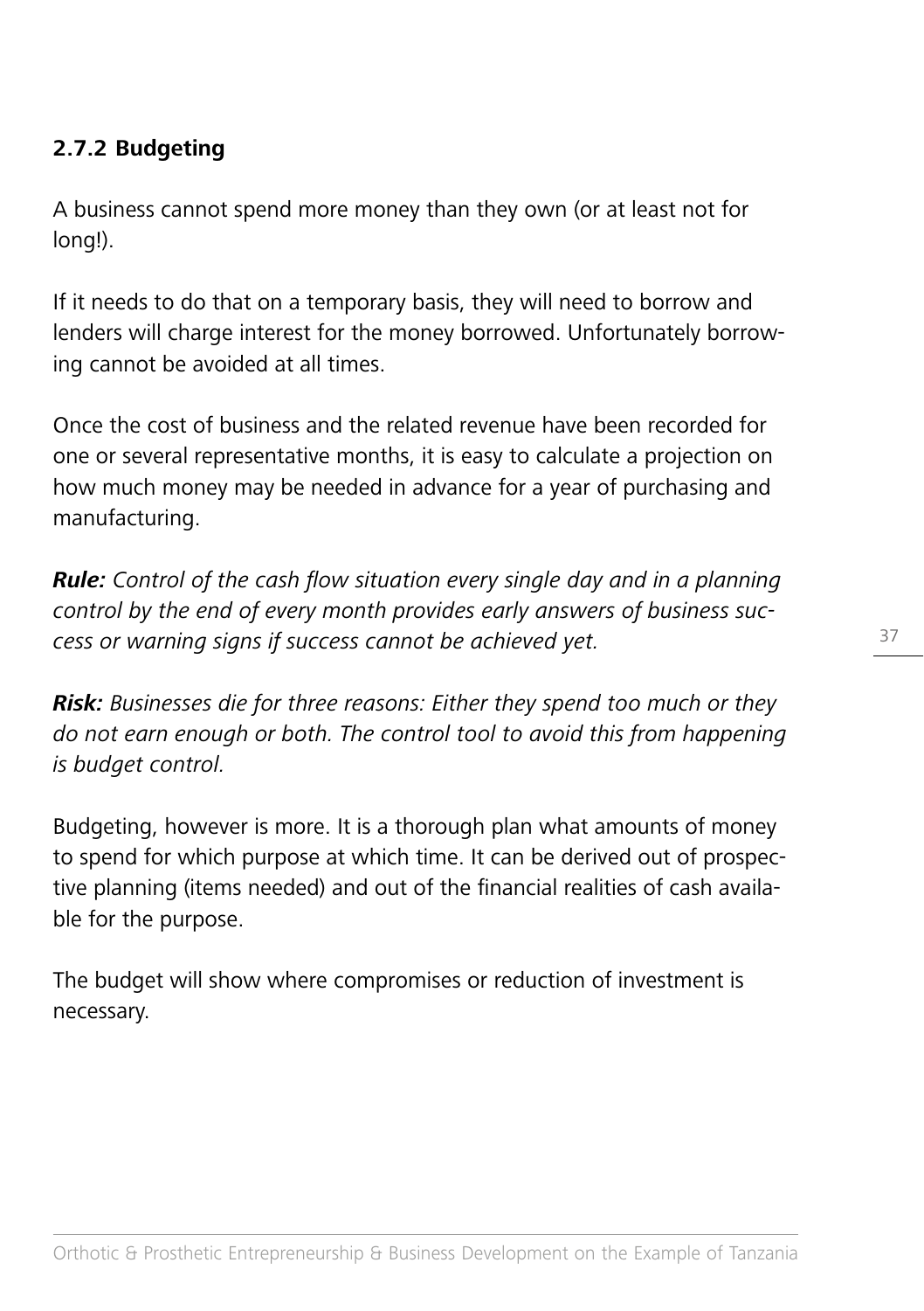### 2.7.2 Budgeting

A business cannot spend more money than they own (or at least not for long!).

If it needs to do that on a temporary basis, they will need to borrow and lenders will charge interest for the money borrowed. Unfortunately borrowing cannot be avoided at all times.

Once the cost of business and the related revenue have been recorded for one or several representative months, it is easy to calculate a projection on how much money may be needed in advance for a year of purchasing and manufacturing.

***Rule:*** *Control of the cash flow situation every single day and in a planning control by the end of every month provides early answers of business success or warning signs if success cannot be achieved yet.*

***Risk:*** *Businesses die for three reasons: Either they spend too much or they do not earn enough or both. The control tool to avoid this from happening is budget control.*

Budgeting, however is more. It is a thorough plan what amounts of money to spend for which purpose at which time. It can be derived out of prospective planning (items needed) and out of the financial realities of cash available for the purpose.

The budget will show where compromises or reduction of investment is necessary.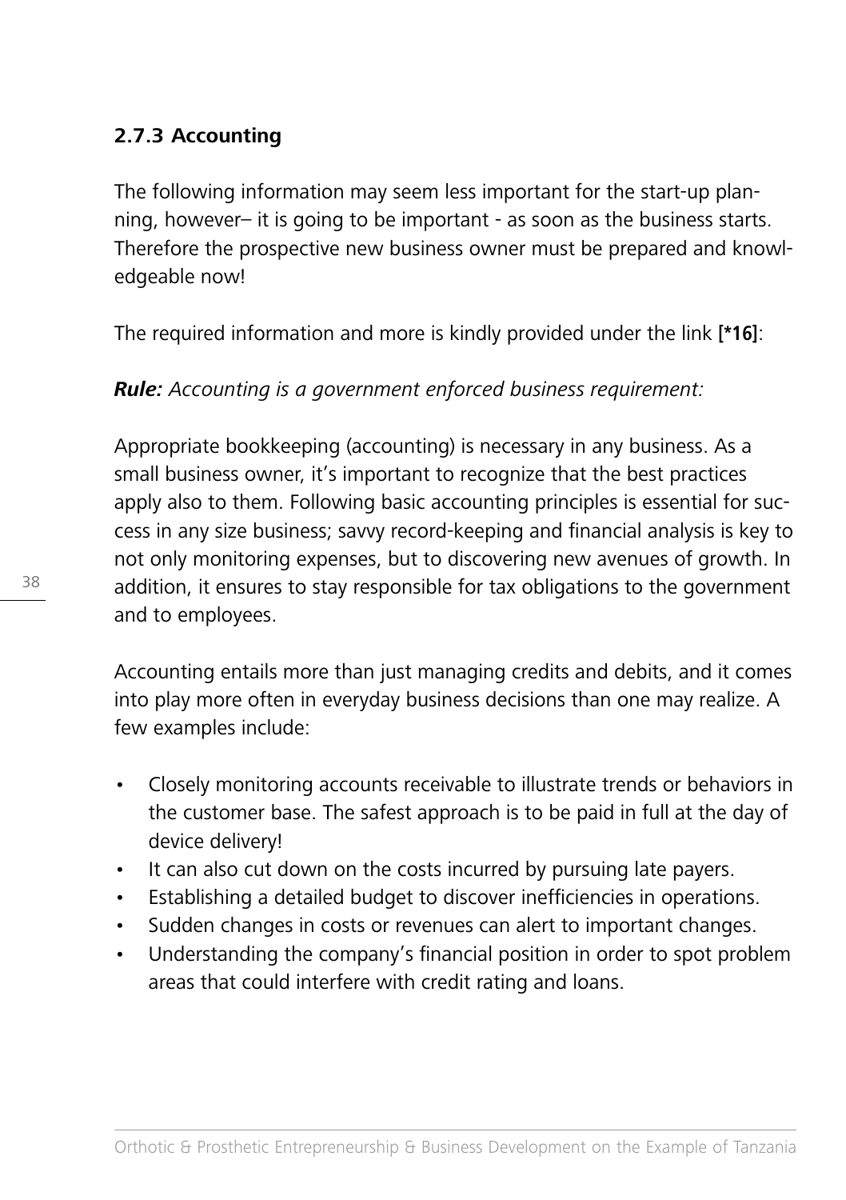### 2.7.3 Accounting

The following information may seem less important for the start-up planning, however– it is going to be important - as soon as the business starts. Therefore the prospective new business owner must be prepared and knowledgeable now!

The required information and more is kindly provided under the link **[*16]**:

***Rule:*** *Accounting is a government enforced business requirement:*

Appropriate bookkeeping (accounting) is necessary in any business. As a small business owner, it's important to recognize that the best practices apply also to them. Following basic accounting principles is essential for success in any size business; savvy record-keeping and financial analysis is key to not only monitoring expenses, but to discovering new avenues of growth. In addition, it ensures to stay responsible for tax obligations to the government and to employees.

Accounting entails more than just managing credits and debits, and it comes into play more often in everyday business decisions than one may realize. A few examples include:

- Closely monitoring accounts receivable to illustrate trends or behaviors in the customer base. The safest approach is to be paid in full at the day of device delivery!
- It can also cut down on the costs incurred by pursuing late payers.
- Establishing a detailed budget to discover inefficiencies in operations.
- Sudden changes in costs or revenues can alert to important changes.
- Understanding the company's financial position in order to spot problem areas that could interfere with credit rating and loans.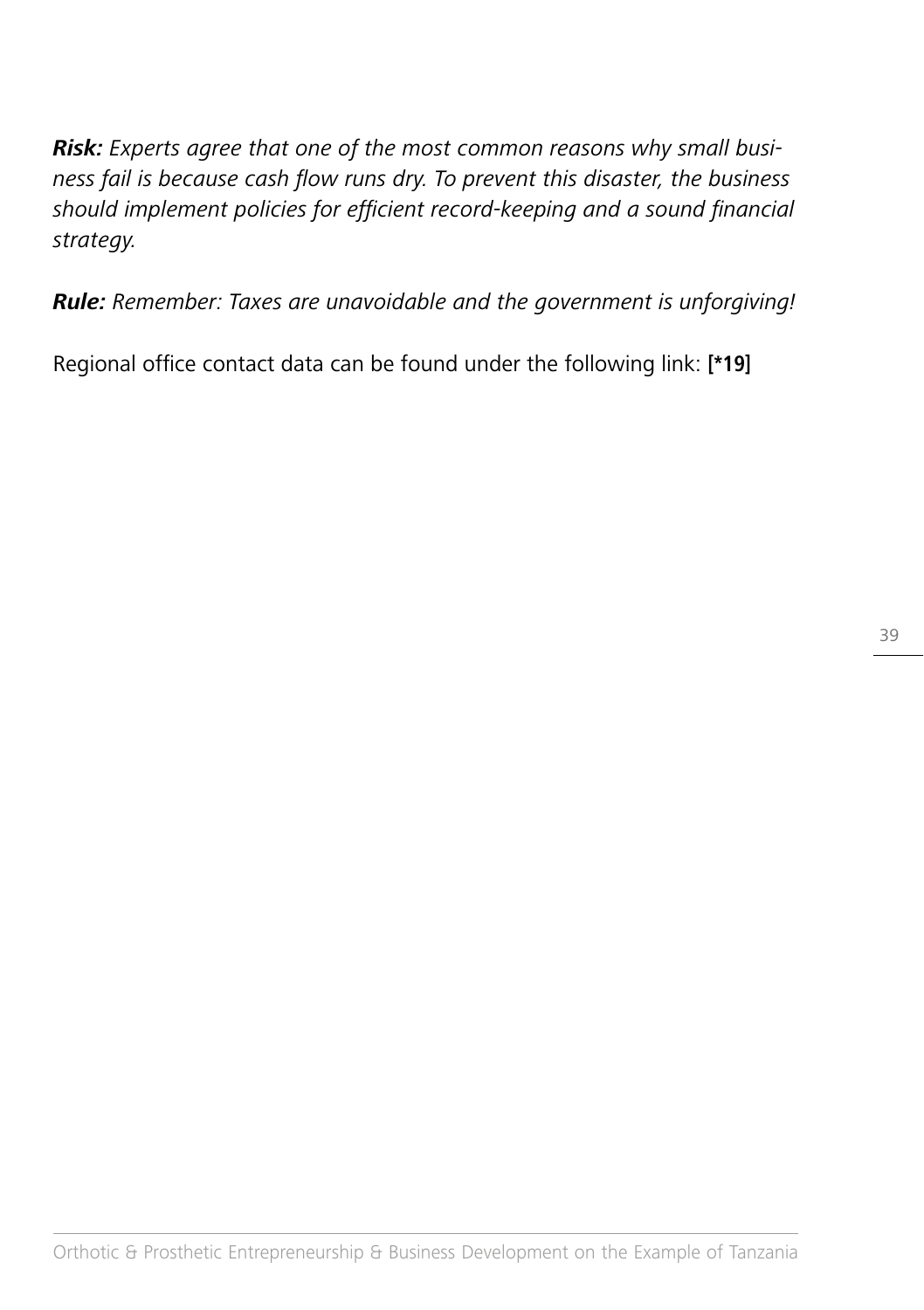***Risk:*** *Experts agree that one of the most common reasons why small business fail is because cash flow runs dry. To prevent this disaster, the business should implement policies for efficient record-keeping and a sound financial strategy.*

***Rule:*** *Remember: Taxes are unavoidable and the government is unforgiving!*

Regional office contact data can be found under the following link: **[*19]**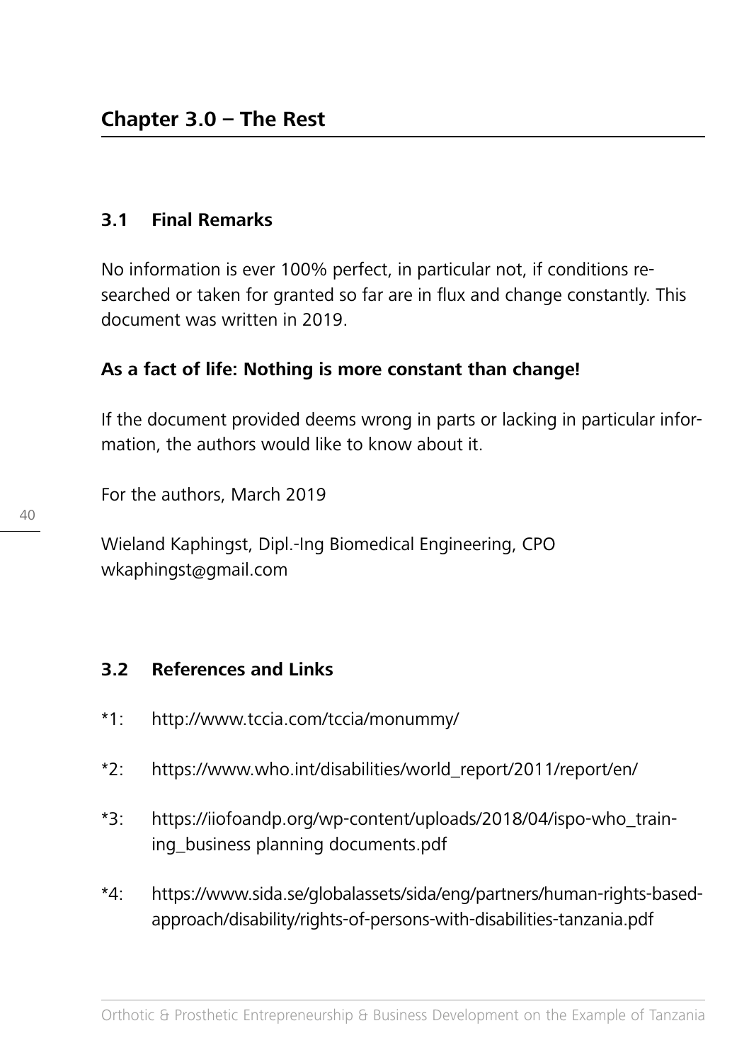## Chapter 3.0 – The Rest

### 3.1 Final Remarks

No information is ever 100% perfect, in particular not, if conditions researched or taken for granted so far are in flux and change constantly. This document was written in 2019.

**As a fact of life: Nothing is more constant than change!**

If the document provided deems wrong in parts or lacking in particular information, the authors would like to know about it.

For the authors, March 2019

Wieland Kaphingst, Dipl.-Ing Biomedical Engineering, CPO
wkaphingst@gmail.com

### 3.2 References and Links

*1: http://www.tccia.com/tccia/monummy/

*2: https://www.who.int/disabilities/world_report/2011/report/en/

*3: https://iiofoandp.org/wp-content/uploads/2018/04/ispo-who_training_business planning documents.pdf

*4: https://www.sida.se/globalassets/sida/eng/partners/human-rights-based-approach/disability/rights-of-persons-with-disabilities-tanzania.pdf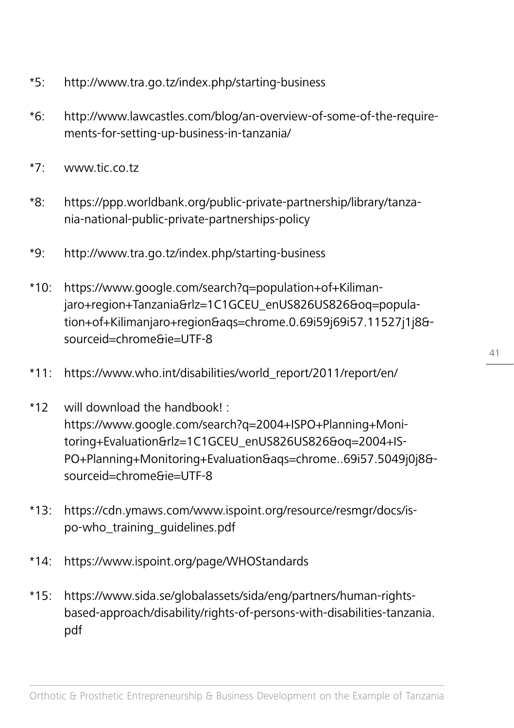*5: http://www.tra.go.tz/index.php/starting-business

*6: http://www.lawcastles.com/blog/an-overview-of-some-of-the-requirements-for-setting-up-business-in-tanzania/

*7: www.tic.co.tz

*8: https://ppp.worldbank.org/public-private-partnership/library/tanzania-national-public-private-partnerships-policy

*9: http://www.tra.go.tz/index.php/starting-business

*10: https://www.google.com/search?q=population+of+Kilimanjaro+region+Tanzania&rlz=1C1GCEU_enUS826US826&oq=population+of+Kilimanjaro+region&aqs=chrome.0.69i59j69i57.11527j1j8&sourceid=chrome&ie=UTF-8

*11: https://www.who.int/disabilities/world_report/2011/report/en/

*12 will download the handbook! :
https://www.google.com/search?q=2004+ISPO+Planning+Monitoring+Evaluation&rlz=1C1GCEU_enUS826US826&oq=2004+ISPO+Planning+Monitoring+Evaluation&aqs=chrome..69i57.5049j0j8&sourceid=chrome&ie=UTF-8

*13: https://cdn.ymaws.com/www.ispoint.org/resource/resmgr/docs/ispo-who_training_guidelines.pdf

*14: https://www.ispoint.org/page/WHOStandards

*15: https://www.sida.se/globalassets/sida/eng/partners/human-rights-based-approach/disability/rights-of-persons-with-disabilities-tanzania.pdf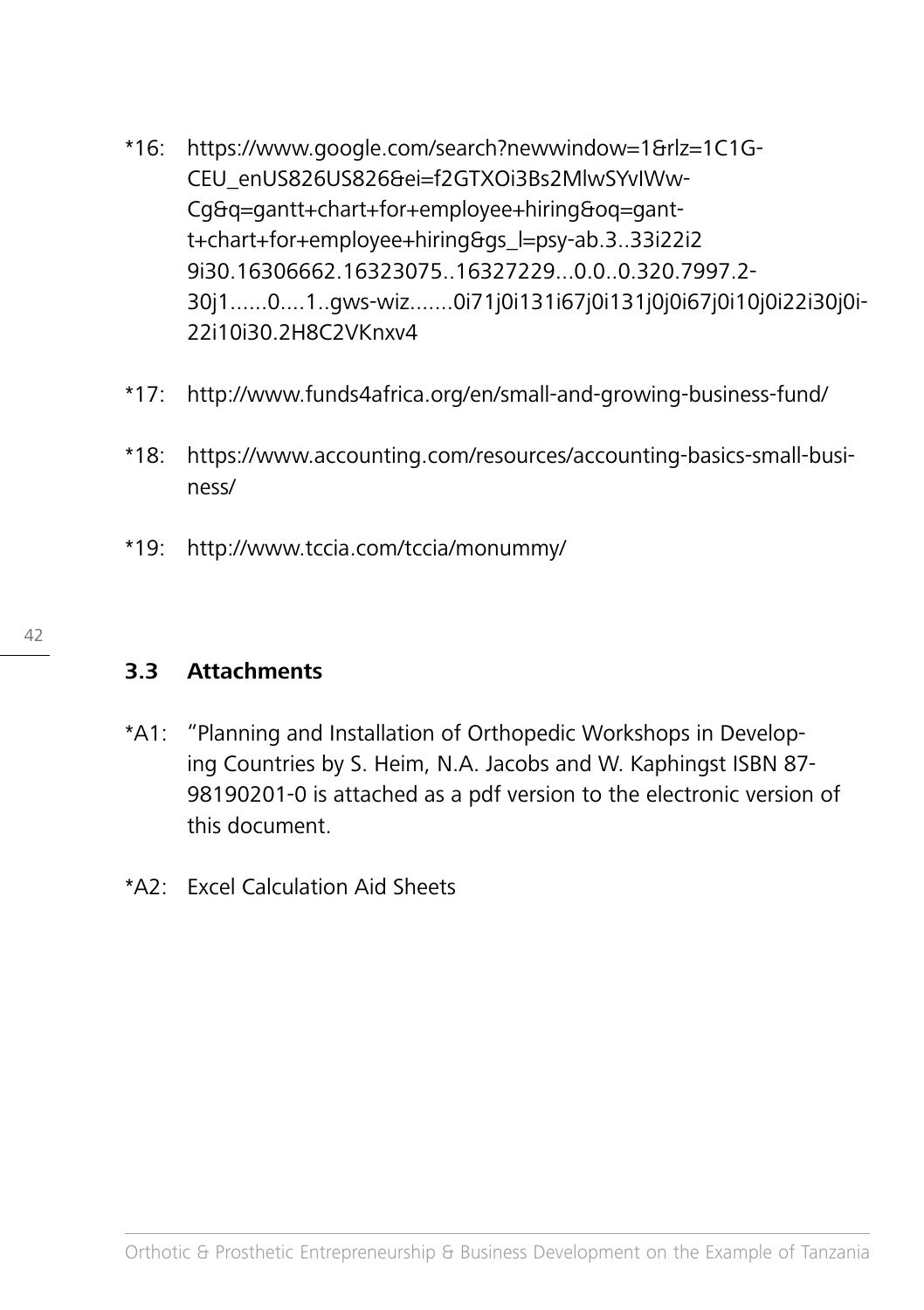*16: https://www.google.com/search?newwindow=1&rlz=1C1G-CEU_enUS826US826&ei=f2GTXOi3Bs2MlwSYvIWw-Cg&q=gantt+chart+for+employee+hiring&oq=gantt+chart+for+employee+hiring&gs_l=psy-ab.3..33i22i29i30.16306662.16323075..16327229...0.0..0.320.7997.2-30j1......0....1..gws-wiz.......0i71j0i131i67j0i131j0j0i67j0i10j0i22i30j0i22i10i30.2H8C2VKnxv4

*17: http://www.funds4africa.org/en/small-and-growing-business-fund/

*18: https://www.accounting.com/resources/accounting-basics-small-business/

*19: http://www.tccia.com/tccia/monummy/

### 3.3 Attachments

*A1: "Planning and Installation of Orthopedic Workshops in Developing Countries by S. Heim, N.A. Jacobs and W. Kaphingst ISBN 87-98190201-0 is attached as a pdf version to the electronic version of this document.

*A2: Excel Calculation Aid Sheets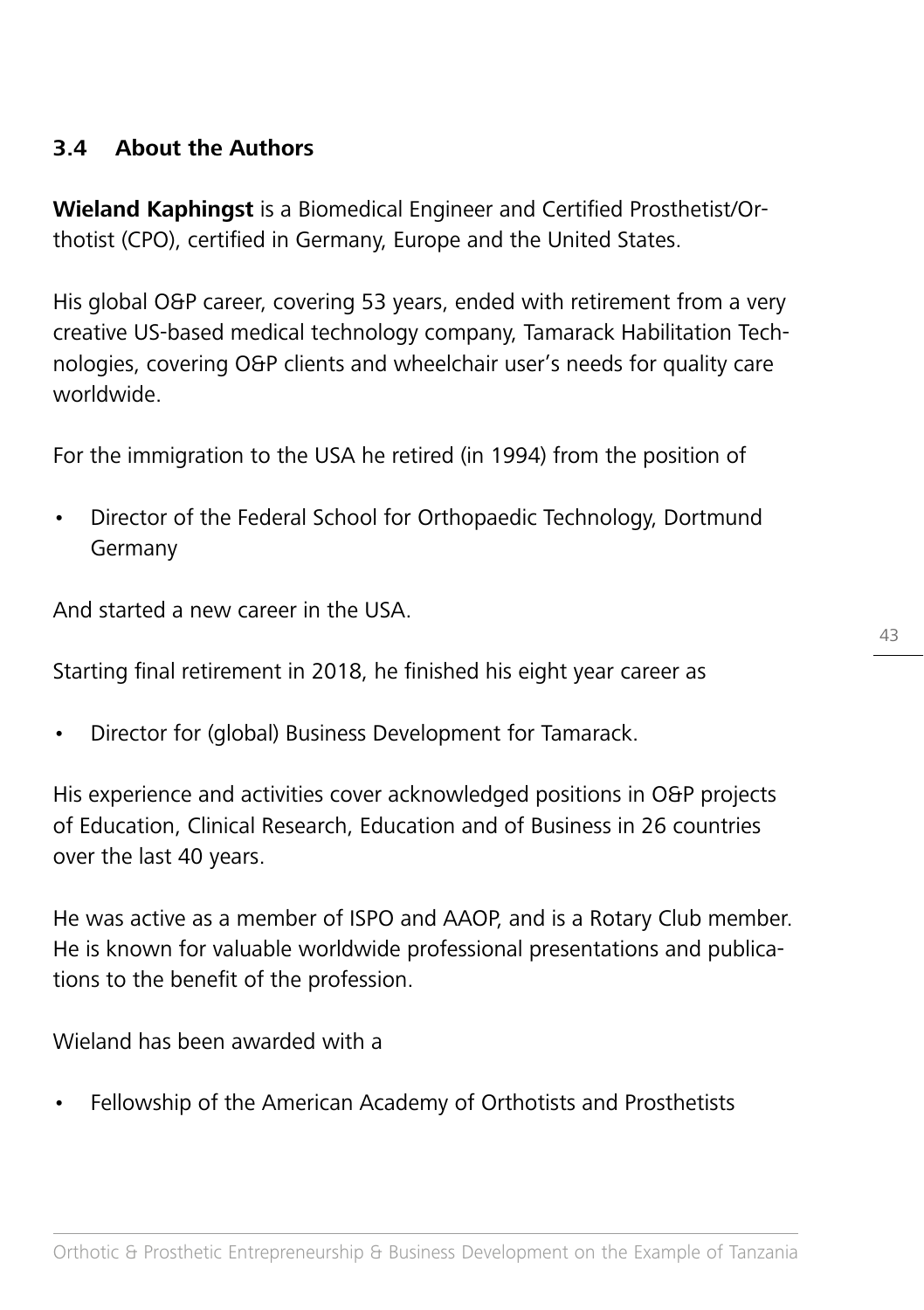## 3.4 About the Authors

**Wieland Kaphingst** is a Biomedical Engineer and Certified Prosthetist/Orthotist (CPO), certified in Germany, Europe and the United States.

His global O&P career, covering 53 years, ended with retirement from a very creative US-based medical technology company, Tamarack Habilitation Technologies, covering O&P clients and wheelchair user's needs for quality care worldwide.

For the immigration to the USA he retired (in 1994) from the position of

- Director of the Federal School for Orthopaedic Technology, Dortmund Germany

And started a new career in the USA.

Starting final retirement in 2018, he finished his eight year career as

- Director for (global) Business Development for Tamarack.

His experience and activities cover acknowledged positions in O&P projects of Education, Clinical Research, Education and of Business in 26 countries over the last 40 years.

He was active as a member of ISPO and AAOP, and is a Rotary Club member. He is known for valuable worldwide professional presentations and publications to the benefit of the profession.

Wieland has been awarded with a

- Fellowship of the American Academy of Orthotists and Prosthetists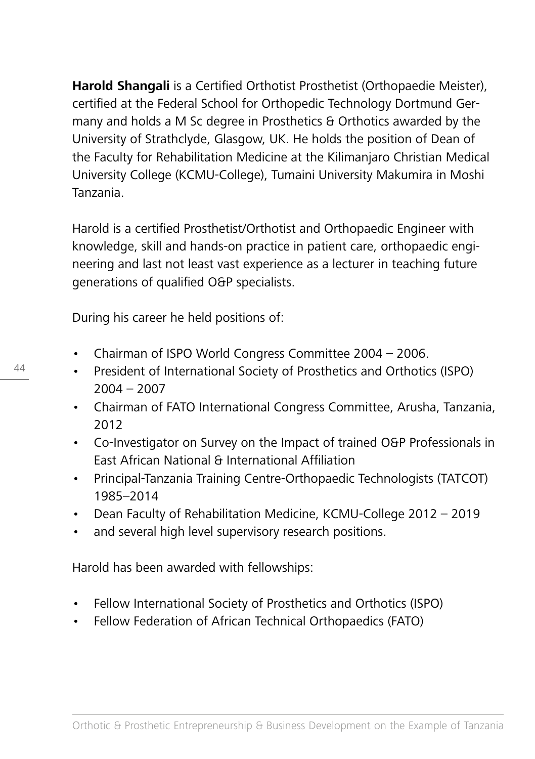**Harold Shangali** is a Certified Orthotist Prosthetist (Orthopaedie Meister), certified at the Federal School for Orthopedic Technology Dortmund Germany and holds a M Sc degree in Prosthetics & Orthotics awarded by the University of Strathclyde, Glasgow, UK. He holds the position of Dean of the Faculty for Rehabilitation Medicine at the Kilimanjaro Christian Medical University College (KCMU-College), Tumaini University Makumira in Moshi Tanzania.

Harold is a certified Prosthetist/Orthotist and Orthopaedic Engineer with knowledge, skill and hands-on practice in patient care, orthopaedic engineering and last not least vast experience as a lecturer in teaching future generations of qualified O&P specialists.

During his career he held positions of:

- Chairman of ISPO World Congress Committee 2004 – 2006.
- President of International Society of Prosthetics and Orthotics (ISPO) 2004 – 2007
- Chairman of FATO International Congress Committee, Arusha, Tanzania, 2012
- Co-Investigator on Survey on the Impact of trained O&P Professionals in East African National & International Affiliation
- Principal-Tanzania Training Centre-Orthopaedic Technologists (TATCOT) 1985–2014
- Dean Faculty of Rehabilitation Medicine, KCMU-College 2012 – 2019
- and several high level supervisory research positions.

Harold has been awarded with fellowships:

- Fellow International Society of Prosthetics and Orthotics (ISPO)
- Fellow Federation of African Technical Orthopaedics (FATO)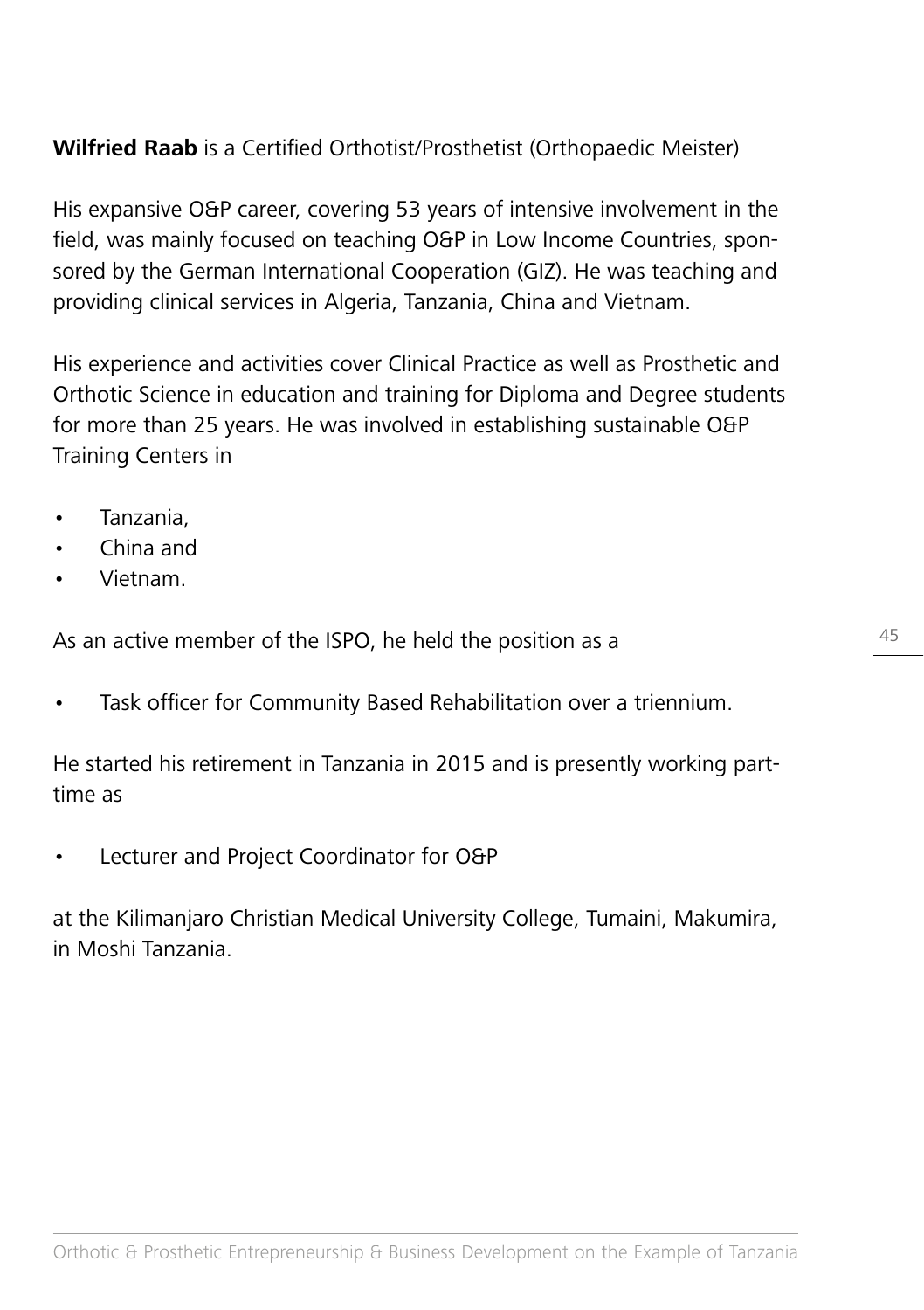**Wilfried Raab** is a Certified Orthotist/Prosthetist (Orthopaedic Meister)

His expansive O&P career, covering 53 years of intensive involvement in the field, was mainly focused on teaching O&P in Low Income Countries, sponsored by the German International Cooperation (GIZ). He was teaching and providing clinical services in Algeria, Tanzania, China and Vietnam.

His experience and activities cover Clinical Practice as well as Prosthetic and Orthotic Science in education and training for Diploma and Degree students for more than 25 years. He was involved in establishing sustainable O&P Training Centers in

- Tanzania,
- China and
- Vietnam.

As an active member of the ISPO, he held the position as a

- Task officer for Community Based Rehabilitation over a triennium.

He started his retirement in Tanzania in 2015 and is presently working part-time as

- Lecturer and Project Coordinator for O&P

at the Kilimanjaro Christian Medical University College, Tumaini, Makumira, in Moshi Tanzania.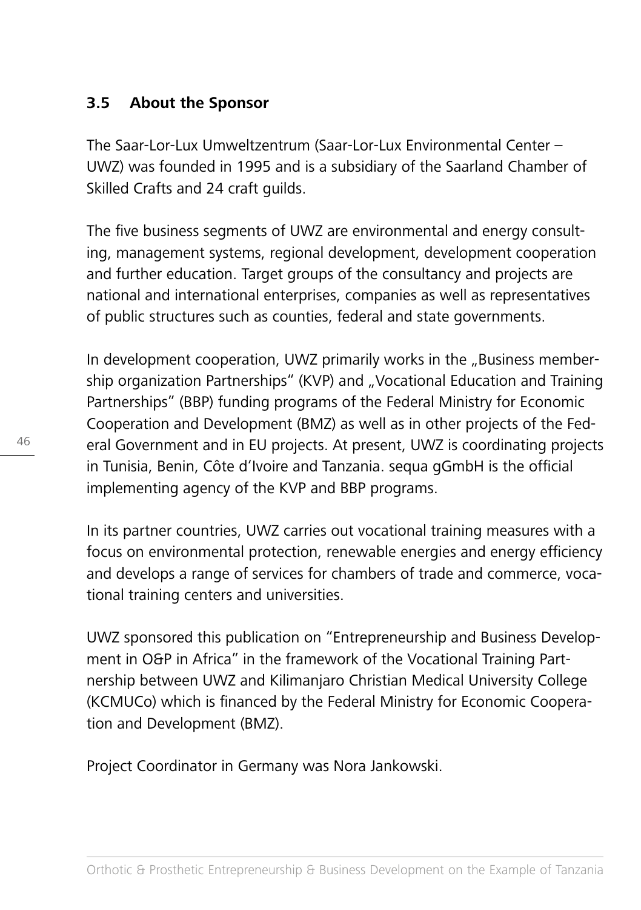### 3.5 About the Sponsor

The Saar-Lor-Lux Umweltzentrum (Saar-Lor-Lux Environmental Center – UWZ) was founded in 1995 and is a subsidiary of the Saarland Chamber of Skilled Crafts and 24 craft guilds.

The five business segments of UWZ are environmental and energy consulting, management systems, regional development, development cooperation and further education. Target groups of the consultancy and projects are national and international enterprises, companies as well as representatives of public structures such as counties, federal and state governments.

In development cooperation, UWZ primarily works in the „Business membership organization Partnerships" (KVP) and „Vocational Education and Training Partnerships" (BBP) funding programs of the Federal Ministry for Economic Cooperation and Development (BMZ) as well as in other projects of the Federal Government and in EU projects. At present, UWZ is coordinating projects in Tunisia, Benin, Côte d'Ivoire and Tanzania. sequa gGmbH is the official implementing agency of the KVP and BBP programs.

In its partner countries, UWZ carries out vocational training measures with a focus on environmental protection, renewable energies and energy efficiency and develops a range of services for chambers of trade and commerce, vocational training centers and universities.

UWZ sponsored this publication on "Entrepreneurship and Business Development in O&P in Africa" in the framework of the Vocational Training Partnership between UWZ and Kilimanjaro Christian Medical University College (KCMUCo) which is financed by the Federal Ministry for Economic Cooperation and Development (BMZ).

Project Coordinator in Germany was Nora Jankowski.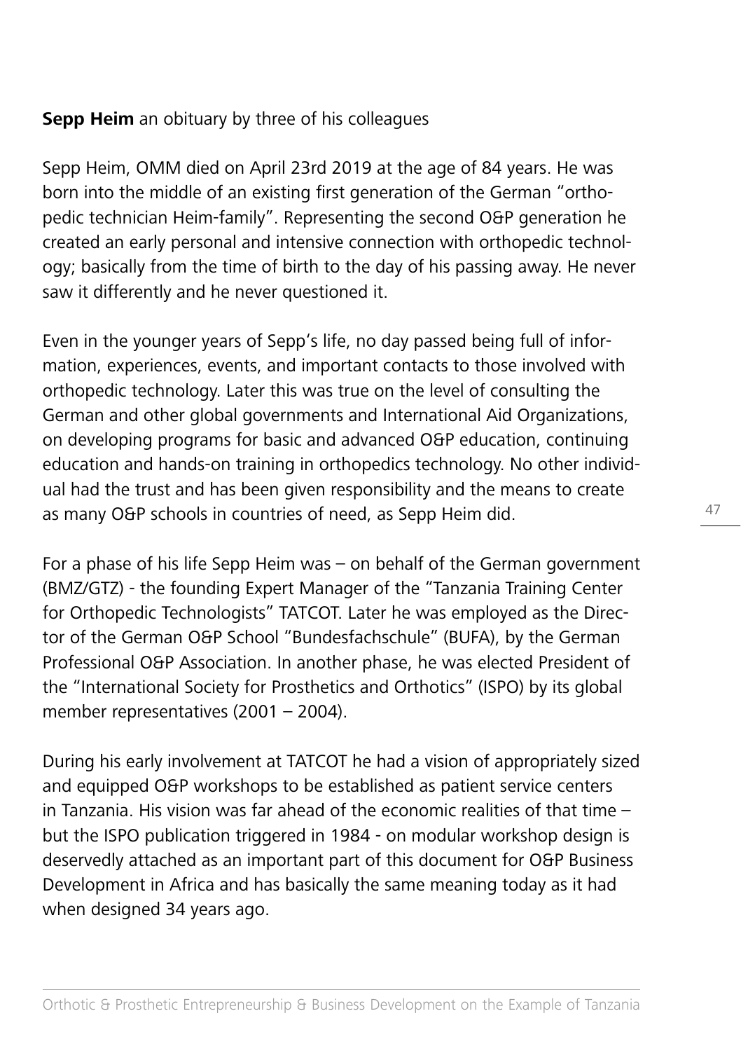**Sepp Heim** an obituary by three of his colleagues

Sepp Heim, OMM died on April 23rd 2019 at the age of 84 years. He was born into the middle of an existing first generation of the German "orthopedic technician Heim-family". Representing the second O&P generation he created an early personal and intensive connection with orthopedic technology; basically from the time of birth to the day of his passing away. He never saw it differently and he never questioned it.

Even in the younger years of Sepp's life, no day passed being full of information, experiences, events, and important contacts to those involved with orthopedic technology. Later this was true on the level of consulting the German and other global governments and International Aid Organizations, on developing programs for basic and advanced O&P education, continuing education and hands-on training in orthopedics technology. No other individual had the trust and has been given responsibility and the means to create as many O&P schools in countries of need, as Sepp Heim did.

For a phase of his life Sepp Heim was – on behalf of the German government (BMZ/GTZ) - the founding Expert Manager of the "Tanzania Training Center for Orthopedic Technologists" TATCOT. Later he was employed as the Director of the German O&P School "Bundesfachschule" (BUFA), by the German Professional O&P Association. In another phase, he was elected President of the "International Society for Prosthetics and Orthotics" (ISPO) by its global member representatives (2001 – 2004).

During his early involvement at TATCOT he had a vision of appropriately sized and equipped O&P workshops to be established as patient service centers in Tanzania. His vision was far ahead of the economic realities of that time – but the ISPO publication triggered in 1984 - on modular workshop design is deservedly attached as an important part of this document for O&P Business Development in Africa and has basically the same meaning today as it had when designed 34 years ago.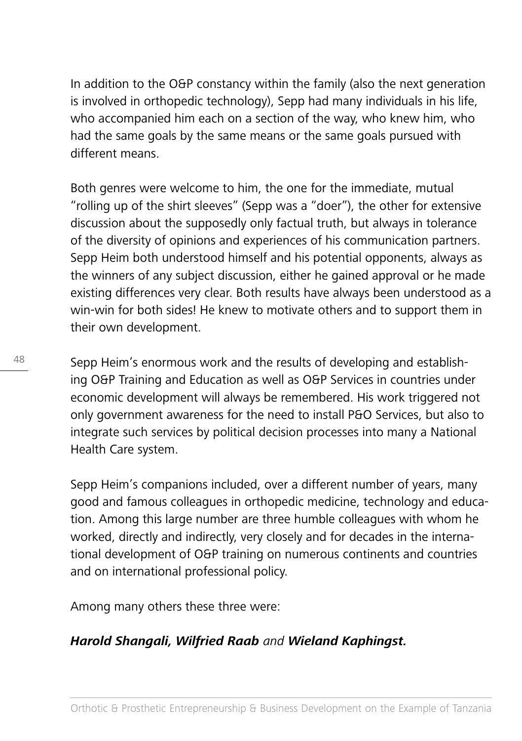In addition to the O&P constancy within the family (also the next generation is involved in orthopedic technology), Sepp had many individuals in his life, who accompanied him each on a section of the way, who knew him, who had the same goals by the same means or the same goals pursued with different means.

Both genres were welcome to him, the one for the immediate, mutual "rolling up of the shirt sleeves" (Sepp was a "doer"), the other for extensive discussion about the supposedly only factual truth, but always in tolerance of the diversity of opinions and experiences of his communication partners. Sepp Heim both understood himself and his potential opponents, always as the winners of any subject discussion, either he gained approval or he made existing differences very clear. Both results have always been understood as a win-win for both sides! He knew to motivate others and to support them in their own development.

Sepp Heim's enormous work and the results of developing and establishing O&P Training and Education as well as O&P Services in countries under economic development will always be remembered. His work triggered not only government awareness for the need to install P&O Services, but also to integrate such services by political decision processes into many a National Health Care system.

Sepp Heim's companions included, over a different number of years, many good and famous colleagues in orthopedic medicine, technology and education. Among this large number are three humble colleagues with whom he worked, directly and indirectly, very closely and for decades in the international development of O&P training on numerous continents and countries and on international professional policy.

Among many others these three were:

***Harold Shangali, Wilfried Raab*** *and* ***Wieland Kaphingst.***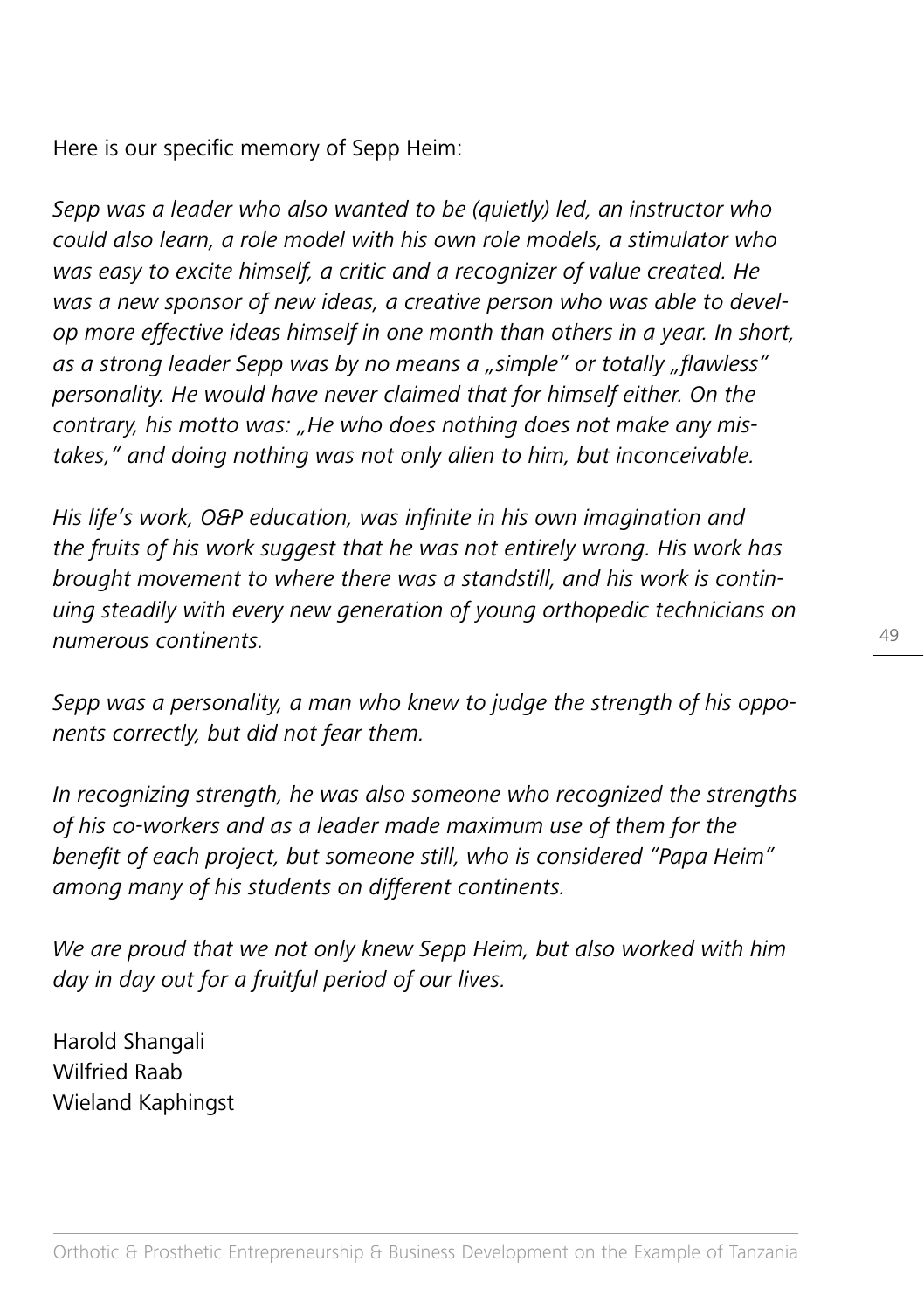Here is our specific memory of Sepp Heim:

*Sepp was a leader who also wanted to be (quietly) led, an instructor who could also learn, a role model with his own role models, a stimulator who was easy to excite himself, a critic and a recognizer of value created. He was a new sponsor of new ideas, a creative person who was able to develop more effective ideas himself in one month than others in a year. In short, as a strong leader Sepp was by no means a „simple" or totally „flawless" personality. He would have never claimed that for himself either. On the contrary, his motto was: „He who does nothing does not make any mistakes," and doing nothing was not only alien to him, but inconceivable.*

*His life's work, O&P education, was infinite in his own imagination and the fruits of his work suggest that he was not entirely wrong. His work has brought movement to where there was a standstill, and his work is continuing steadily with every new generation of young orthopedic technicians on numerous continents.*

*Sepp was a personality, a man who knew to judge the strength of his opponents correctly, but did not fear them.*

*In recognizing strength, he was also someone who recognized the strengths of his co-workers and as a leader made maximum use of them for the benefit of each project, but someone still, who is considered "Papa Heim" among many of his students on different continents.*

*We are proud that we not only knew Sepp Heim, but also worked with him day in day out for a fruitful period of our lives.*

Harold Shangali
Wilfried Raab
Wieland Kaphingst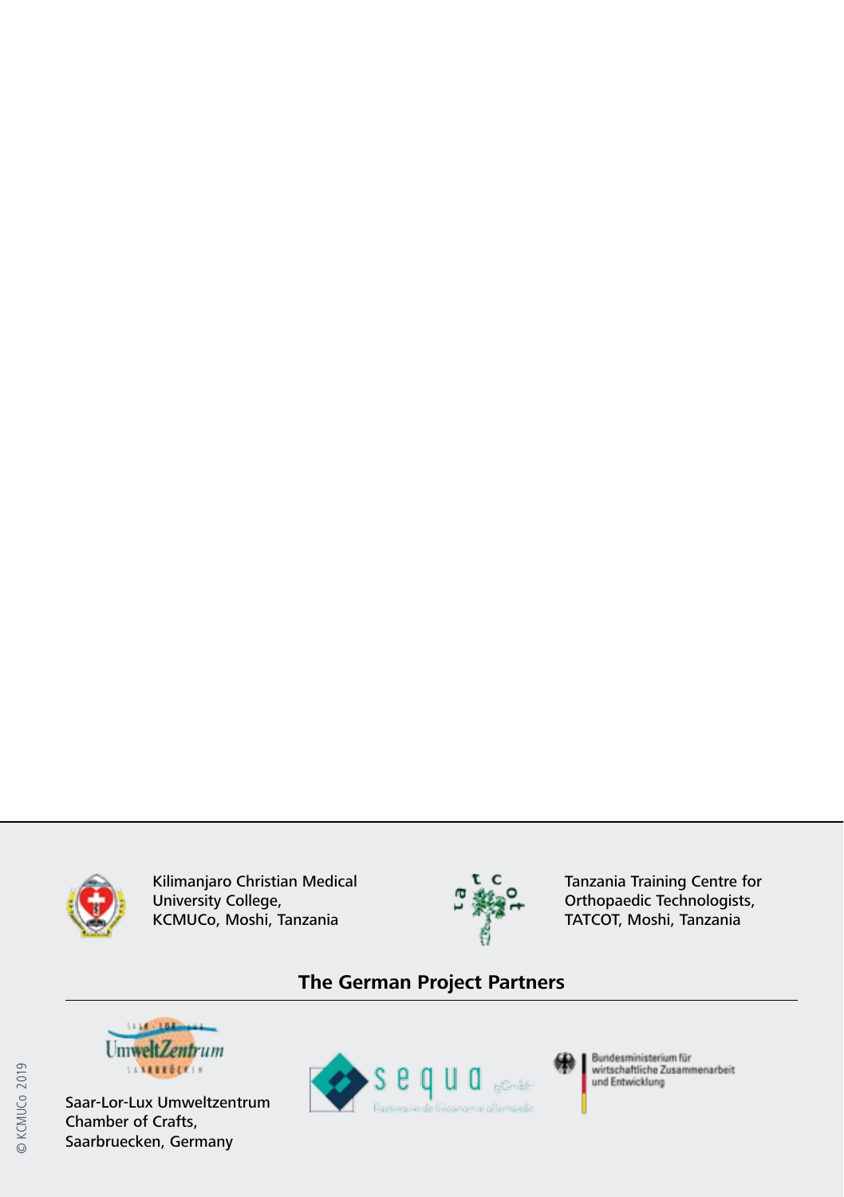Kilimanjaro Christian Medical University College, KCMUCo, Moshi, Tanzania

Tanzania Training Centre for Orthopaedic Technologists, TATCOT, Moshi, Tanzania

## The German Project Partners

Saar-Lor-Lux Umweltzentrum Chamber of Crafts, Saarbruecken, Germany

Bundesministerium für wirtschaftliche Zusammenarbeit und Entwicklung

© KCMUCo 2019